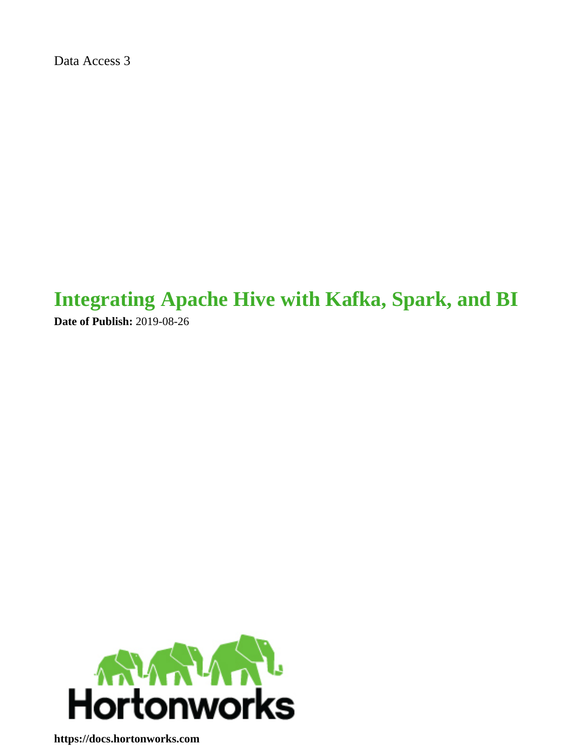Data Access 3

# Integrating Apache Hive with Kafka, Spark, and BI

**Date of Publish:** 2019-08-26

Hortonworks

**https://docs.hortonworks.com**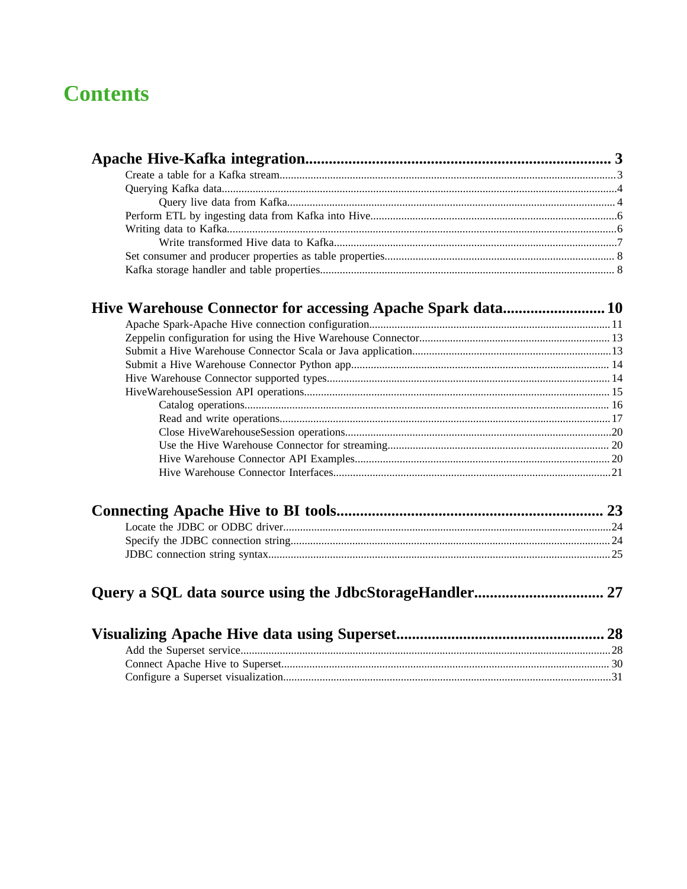# Contents

**Apache Hive-Kafka integration....................................................................... 3**

- Create a table for a Kafka stream........................................................................................................3
- Querying Kafka data............................................................................................................................4
    - Query live data from Kafka.................................................................................................... 4
- Perform ETL by ingesting data from Kafka into Hive.......................................................................6
- Writing data to Kafka..........................................................................................................................6
    - Write transformed Hive data to Kafka.....................................................................................7
- Set consumer and producer properties as table properties................................................................. 8
- Kafka storage handler and table properties........................................................................................ 8

**Hive Warehouse Connector for accessing Apache Spark data......................... 10**

- Apache Spark-Apache Hive connection configuration..................................................................... 11
- Zeppelin configuration for using the Hive Warehouse Connector.................................................... 13
- Submit a Hive Warehouse Connector Scala or Java application.......................................................13
- Submit a Hive Warehouse Connector Python app........................................................................... 14
- Hive Warehouse Connector supported types.................................................................................... 14
- HiveWarehouseSession API operations............................................................................................ 15
    - Catalog operations................................................................................................................ 16
    - Read and write operations.....................................................................................................17
    - Close HiveWarehouseSession operations..............................................................................20
    - Use the Hive Warehouse Connector for streaming.............................................................. 20
    - Hive Warehouse Connector API Examples.......................................................................... 20
    - Hive Warehouse Connector Interfaces..................................................................................21

**Connecting Apache Hive to BI tools.................................................................. 23**

- Locate the JDBC or ODBC driver....................................................................................................24
- Specify the JDBC connection string.................................................................................................24
- JDBC connection string syntax.........................................................................................................25

**Query a SQL data source using the JdbcStorageHandler................................ 27**

**Visualizing Apache Hive data using Superset.................................................... 28**

- Add the Superset service...................................................................................................................28
- Connect Apache Hive to Superset.................................................................................................... 30
- Configure a Superset visualization....................................................................................................31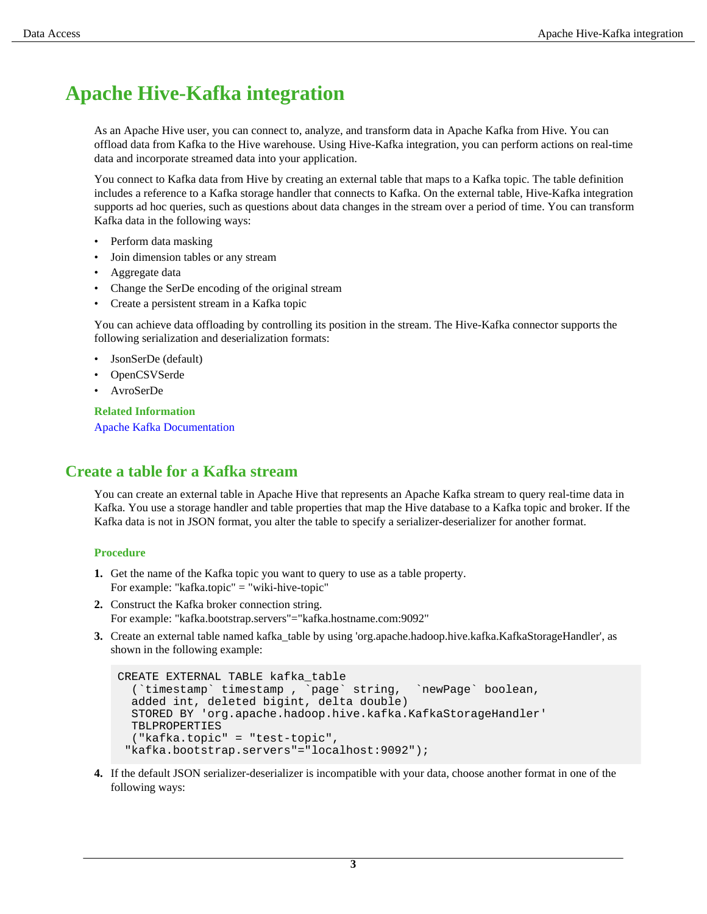# Apache Hive-Kafka integration

As an Apache Hive user, you can connect to, analyze, and transform data in Apache Kafka from Hive. You can offload data from Kafka to the Hive warehouse. Using Hive-Kafka integration, you can perform actions on real-time data and incorporate streamed data into your application.

You connect to Kafka data from Hive by creating an external table that maps to a Kafka topic. The table definition includes a reference to a Kafka storage handler that connects to Kafka. On the external table, Hive-Kafka integration supports ad hoc queries, such as questions about data changes in the stream over a period of time. You can transform Kafka data in the following ways:

- Perform data masking
- Join dimension tables or any stream
- Aggregate data
- Change the SerDe encoding of the original stream
- Create a persistent stream in a Kafka topic

You can achieve data offloading by controlling its position in the stream. The Hive-Kafka connector supports the following serialization and deserialization formats:

- JsonSerDe (default)
- OpenCSVSerde
- AvroSerDe

**Related Information**

Apache Kafka Documentation

## Create a table for a Kafka stream

You can create an external table in Apache Hive that represents an Apache Kafka stream to query real-time data in Kafka. You use a storage handler and table properties that map the Hive database to a Kafka topic and broker. If the Kafka data is not in JSON format, you alter the table to specify a serializer-deserializer for another format.

### Procedure

1. Get the name of the Kafka topic you want to query to use as a table property.
   For example: "kafka.topic" = "wiki-hive-topic"
2. Construct the Kafka broker connection string.
   For example: "kafka.bootstrap.servers"="kafka.hostname.com:9092"
3. Create an external table named kafka_table by using 'org.apache.hadoop.hive.kafka.KafkaStorageHandler', as shown in the following example:

```
CREATE EXTERNAL TABLE kafka_table
  (`timestamp` timestamp , `page` string,  `newPage` boolean,
  added int, deleted bigint, delta double)
  STORED BY 'org.apache.hadoop.hive.kafka.KafkaStorageHandler'
  TBLPROPERTIES
  ("kafka.topic" = "test-topic",
 "kafka.bootstrap.servers"="localhost:9092");
```

4. If the default JSON serializer-deserializer is incompatible with your data, choose another format in one of the following ways: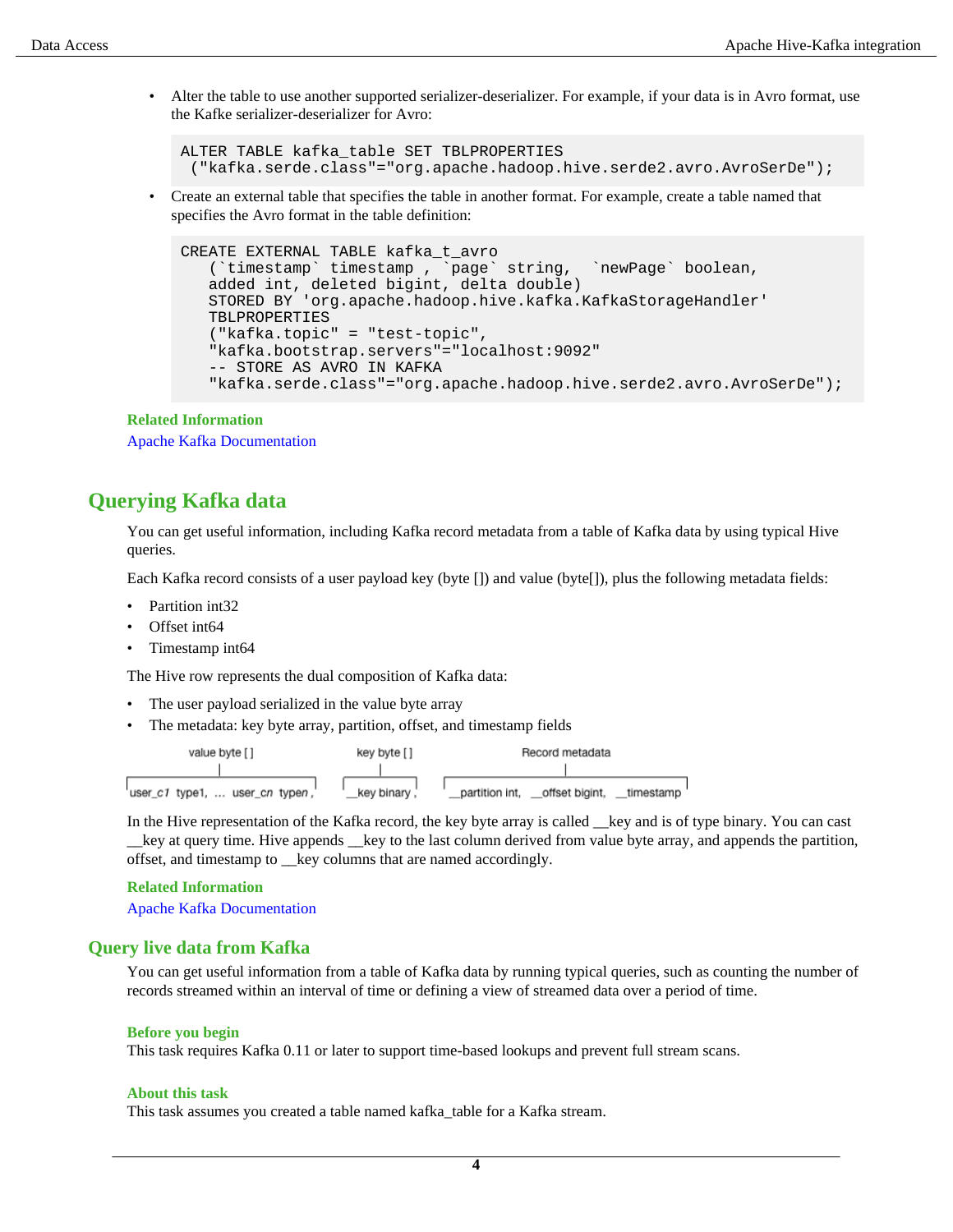- Alter the table to use another supported serializer-deserializer. For example, if your data is in Avro format, use the Kafke serializer-deserializer for Avro:

```
ALTER TABLE kafka_table SET TBLPROPERTIES
 ("kafka.serde.class"="org.apache.hadoop.hive.serde2.avro.AvroSerDe");
```

- Create an external table that specifies the table in another format. For example, create a table named that specifies the Avro format in the table definition:

```
CREATE EXTERNAL TABLE kafka_t_avro
   (`timestamp` timestamp , `page` string,  `newPage` boolean,
   added int, deleted bigint, delta double)
   STORED BY 'org.apache.hadoop.hive.kafka.KafkaStorageHandler'
   TBLPROPERTIES
   ("kafka.topic" = "test-topic",
   "kafka.bootstrap.servers"="localhost:9092"
   -- STORE AS AVRO IN KAFKA
   "kafka.serde.class"="org.apache.hadoop.hive.serde2.avro.AvroSerDe");
```

**Related Information**

Apache Kafka Documentation

## Querying Kafka data

You can get useful information, including Kafka record metadata from a table of Kafka data by using typical Hive queries.

Each Kafka record consists of a user payload key (byte []) and value (byte[]), plus the following metadata fields:

- Partition int32
- Offset int64
- Timestamp int64

The Hive row represents the dual composition of Kafka data:

- The user payload serialized in the value byte array
- The metadata: key byte array, partition, offset, and timestamp fields

```
        value byte [ ]                 key byte [ ]              Record metadata
              |                             |                           |
| user_c1 type1, ... user_cn typen , |  | __key binary , |  | __partition int,  __offset bigint,  __timestamp |
```

In the Hive representation of the Kafka record, the key byte array is called __key and is of type binary. You can cast __key at query time. Hive appends __key to the last column derived from value byte array, and appends the partition, offset, and timestamp to __key columns that are named accordingly.

**Related Information**

Apache Kafka Documentation

### Query live data from Kafka

You can get useful information from a table of Kafka data by running typical queries, such as counting the number of records streamed within an interval of time or defining a view of streamed data over a period of time.

**Before you begin**

This task requires Kafka 0.11 or later to support time-based lookups and prevent full stream scans.

**About this task**

This task assumes you created a table named kafka_table for a Kafka stream.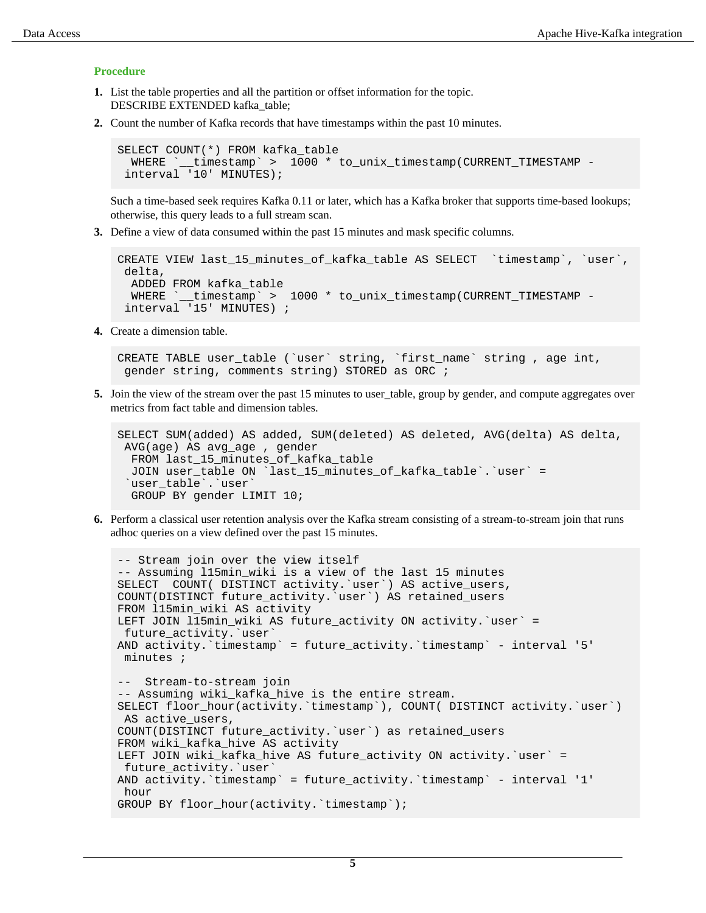### Procedure

1. List the table properties and all the partition or offset information for the topic.
   DESCRIBE EXTENDED kafka_table;
2. Count the number of Kafka records that have timestamps within the past 10 minutes.

   ```
   SELECT COUNT(*) FROM kafka_table
     WHERE `__timestamp` >  1000 * to_unix_timestamp(CURRENT_TIMESTAMP -
    interval '10' MINUTES);
   ```

   Such a time-based seek requires Kafka 0.11 or later, which has a Kafka broker that supports time-based lookups; otherwise, this query leads to a full stream scan.
3. Define a view of data consumed within the past 15 minutes and mask specific columns.

   ```
   CREATE VIEW last_15_minutes_of_kafka_table AS SELECT  `timestamp`, `user`,
    delta,
     ADDED FROM kafka_table
     WHERE `__timestamp` >  1000 * to_unix_timestamp(CURRENT_TIMESTAMP -
    interval '15' MINUTES) ;
   ```

4. Create a dimension table.

   ```
   CREATE TABLE user_table (`user` string, `first_name` string , age int,
    gender string, comments string) STORED as ORC ;
   ```

5. Join the view of the stream over the past 15 minutes to user_table, group by gender, and compute aggregates over metrics from fact table and dimension tables.

   ```
   SELECT SUM(added) AS added, SUM(deleted) AS deleted, AVG(delta) AS delta,
    AVG(age) AS avg_age , gender
     FROM last_15_minutes_of_kafka_table
     JOIN user_table ON `last_15_minutes_of_kafka_table`.`user` =
    `user_table`.`user`
     GROUP BY gender LIMIT 10;
   ```

6. Perform a classical user retention analysis over the Kafka stream consisting of a stream-to-stream join that runs adhoc queries on a view defined over the past 15 minutes.

   ```
   -- Stream join over the view itself
   -- Assuming l15min_wiki is a view of the last 15 minutes
   SELECT  COUNT( DISTINCT activity.`user`) AS active_users,
   COUNT(DISTINCT future_activity.`user`) AS retained_users
   FROM l15min_wiki AS activity
   LEFT JOIN l15min_wiki AS future_activity ON activity.`user` =
    future_activity.`user`
   AND activity.`timestamp` = future_activity.`timestamp` - interval '5'
    minutes ;

   --  Stream-to-stream join
   -- Assuming wiki_kafka_hive is the entire stream.
   SELECT floor_hour(activity.`timestamp`), COUNT( DISTINCT activity.`user`)
    AS active_users,
   COUNT(DISTINCT future_activity.`user`) as retained_users
   FROM wiki_kafka_hive AS activity
   LEFT JOIN wiki_kafka_hive AS future_activity ON activity.`user` =
    future_activity.`user`
   AND activity.`timestamp` = future_activity.`timestamp` - interval '1'
    hour
   GROUP BY floor_hour(activity.`timestamp`);
   ```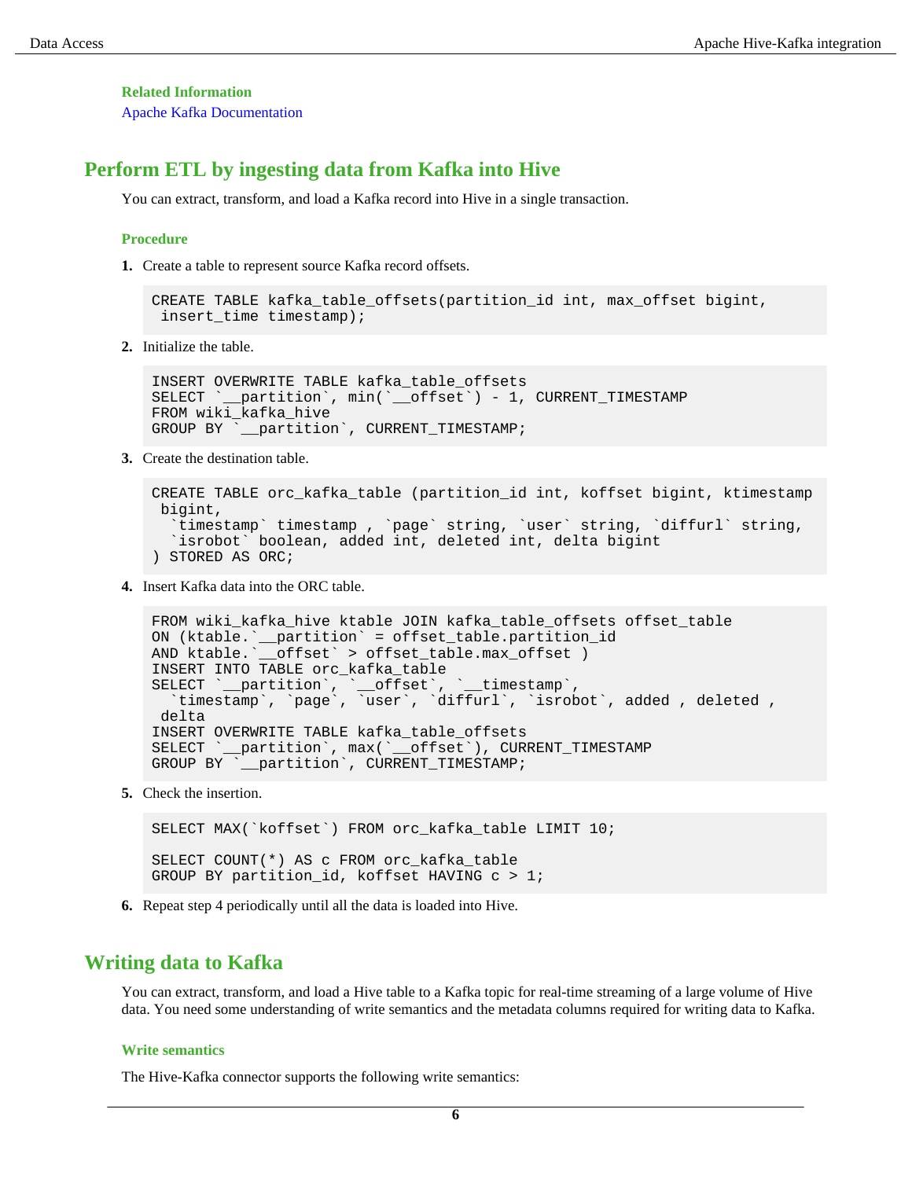#### Related Information

Apache Kafka Documentation

## Perform ETL by ingesting data from Kafka into Hive

You can extract, transform, and load a Kafka record into Hive in a single transaction.

#### Procedure

1. Create a table to represent source Kafka record offsets.

```
CREATE TABLE kafka_table_offsets(partition_id int, max_offset bigint,
 insert_time timestamp);
```

2. Initialize the table.

```
INSERT OVERWRITE TABLE kafka_table_offsets
SELECT `__partition`, min(`__offset`) - 1, CURRENT_TIMESTAMP
FROM wiki_kafka_hive
GROUP BY `__partition`, CURRENT_TIMESTAMP;
```

3. Create the destination table.

```
CREATE TABLE orc_kafka_table (partition_id int, koffset bigint, ktimestamp
 bigint,
  `timestamp` timestamp , `page` string, `user` string, `diffurl` string,
  `isrobot` boolean, added int, deleted int, delta bigint
) STORED AS ORC;
```

4. Insert Kafka data into the ORC table.

```
FROM wiki_kafka_hive ktable JOIN kafka_table_offsets offset_table
ON (ktable.`__partition` = offset_table.partition_id
AND ktable.`__offset` > offset_table.max_offset )
INSERT INTO TABLE orc_kafka_table
SELECT `__partition`, `__offset`, `__timestamp`,
  `timestamp`, `page`, `user`, `diffurl`, `isrobot`, added , deleted ,
 delta
INSERT OVERWRITE TABLE kafka_table_offsets
SELECT `__partition`, max(`__offset`), CURRENT_TIMESTAMP
GROUP BY `__partition`, CURRENT_TIMESTAMP;
```

5. Check the insertion.

```
SELECT MAX(`koffset`) FROM orc_kafka_table LIMIT 10;

SELECT COUNT(*) AS c FROM orc_kafka_table
GROUP BY partition_id, koffset HAVING c > 1;
```

6. Repeat step 4 periodically until all the data is loaded into Hive.

## Writing data to Kafka

You can extract, transform, and load a Hive table to a Kafka topic for real-time streaming of a large volume of Hive data. You need some understanding of write semantics and the metadata columns required for writing data to Kafka.

#### Write semantics

The Hive-Kafka connector supports the following write semantics: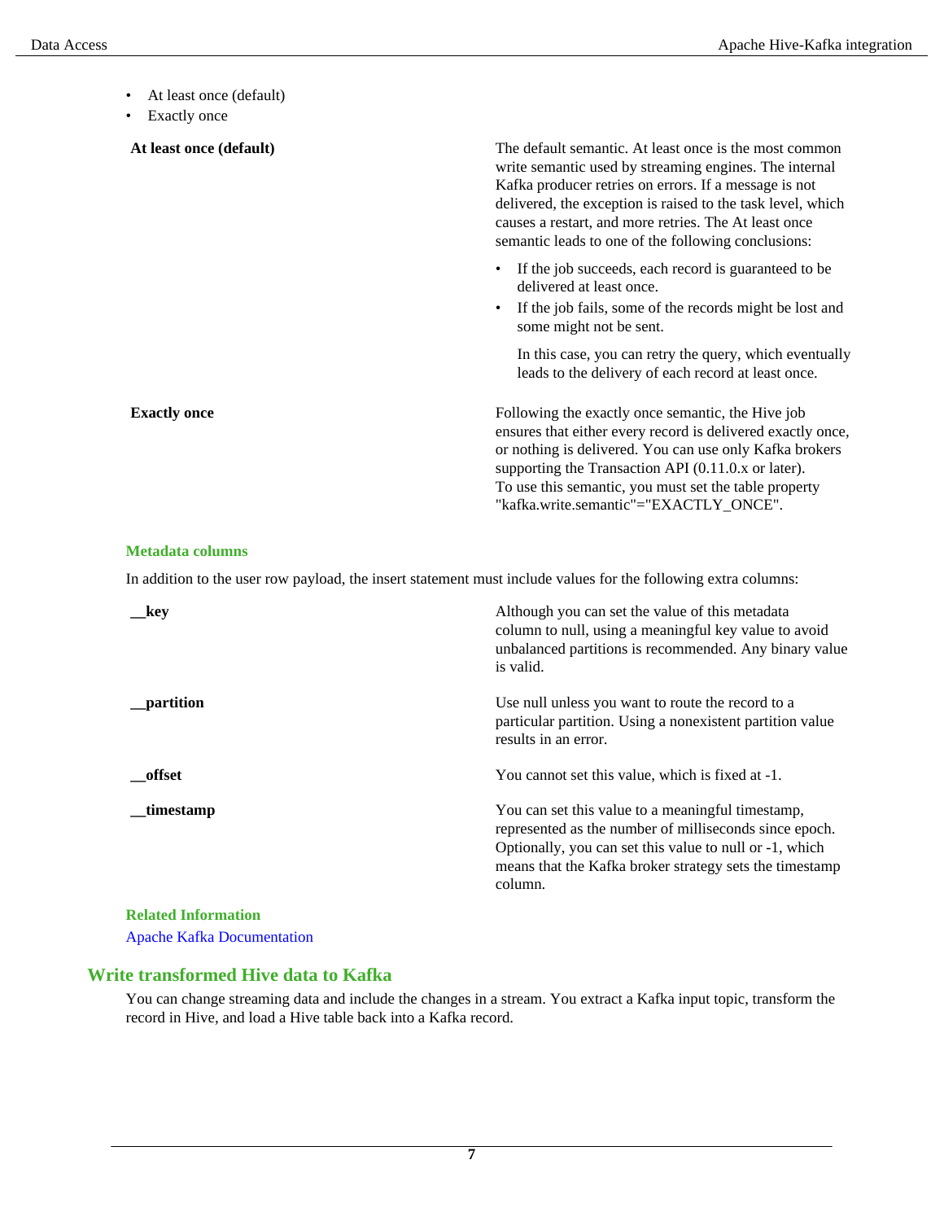- At least once (default)
- Exactly once

| | |
|---|---|
| **At least once (default)** | The default semantic. At least once is the most common write semantic used by streaming engines. The internal Kafka producer retries on errors. If a message is not delivered, the exception is raised to the task level, which causes a restart, and more retries. The At least once semantic leads to one of the following conclusions:<br>• If the job succeeds, each record is guaranteed to be delivered at least once.<br>• If the job fails, some of the records might be lost and some might not be sent.<br>In this case, you can retry the query, which eventually leads to the delivery of each record at least once. |
| **Exactly once** | Following the exactly once semantic, the Hive job ensures that either every record is delivered exactly once, or nothing is delivered. You can use only Kafka brokers supporting the Transaction API (0.11.0.x or later). To use this semantic, you must set the table property "kafka.write.semantic"="EXACTLY_ONCE". |

### Metadata columns

In addition to the user row payload, the insert statement must include values for the following extra columns:

| | |
|---|---|
| **__key** | Although you can set the value of this metadata column to null, using a meaningful key value to avoid unbalanced partitions is recommended. Any binary value is valid. |
| **__partition** | Use null unless you want to route the record to a particular partition. Using a nonexistent partition value results in an error. |
| **__offset** | You cannot set this value, which is fixed at -1. |
| **__timestamp** | You can set this value to a meaningful timestamp, represented as the number of milliseconds since epoch. Optionally, you can set this value to null or -1, which means that the Kafka broker strategy sets the timestamp column. |

### Related Information

Apache Kafka Documentation

## Write transformed Hive data to Kafka

You can change streaming data and include the changes in a stream. You extract a Kafka input topic, transform the record in Hive, and load a Hive table back into a Kafka record.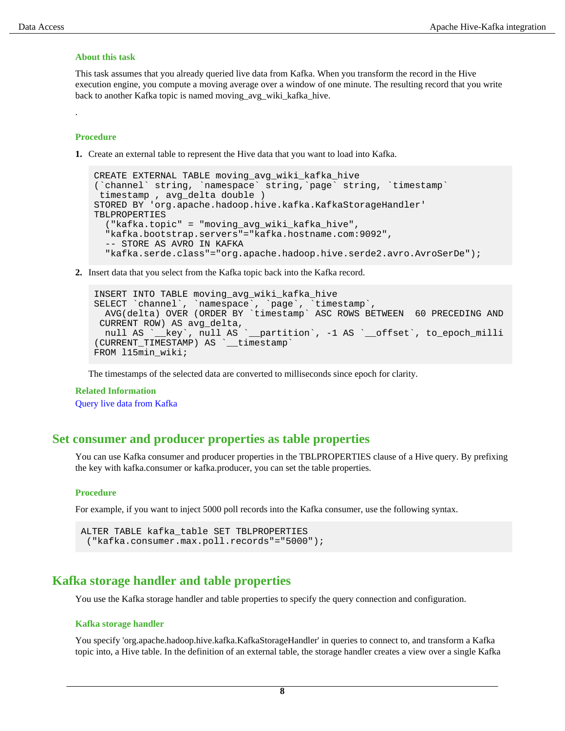### About this task

This task assumes that you already queried live data from Kafka. When you transform the record in the Hive execution engine, you compute a moving average over a window of one minute. The resulting record that you write back to another Kafka topic is named moving_avg_wiki_kafka_hive.

.

### Procedure

1. Create an external table to represent the Hive data that you want to load into Kafka.

```
CREATE EXTERNAL TABLE moving_avg_wiki_kafka_hive
(`channel` string, `namespace` string,`page` string, `timestamp`
 timestamp , avg_delta double )
STORED BY 'org.apache.hadoop.hive.kafka.KafkaStorageHandler'
TBLPROPERTIES
  ("kafka.topic" = "moving_avg_wiki_kafka_hive",
  "kafka.bootstrap.servers"="kafka.hostname.com:9092",
  -- STORE AS AVRO IN KAFKA
  "kafka.serde.class"="org.apache.hadoop.hive.serde2.avro.AvroSerDe");
```

2. Insert data that you select from the Kafka topic back into the Kafka record.

```
INSERT INTO TABLE moving_avg_wiki_kafka_hive
SELECT `channel`, `namespace`, `page`, `timestamp`,
  AVG(delta) OVER (ORDER BY `timestamp` ASC ROWS BETWEEN  60 PRECEDING AND
 CURRENT ROW) AS avg_delta,
  null AS `__key`, null AS `__partition`, -1 AS `__offset`, to_epoch_milli
(CURRENT_TIMESTAMP) AS `__timestamp`
FROM l15min_wiki;
```

The timestamps of the selected data are converted to milliseconds since epoch for clarity.

### Related Information

Query live data from Kafka

## Set consumer and producer properties as table properties

You can use Kafka consumer and producer properties in the TBLPROPERTIES clause of a Hive query. By prefixing the key with kafka.consumer or kafka.producer, you can set the table properties.

### Procedure

For example, if you want to inject 5000 poll records into the Kafka consumer, use the following syntax.

```
ALTER TABLE kafka_table SET TBLPROPERTIES
 ("kafka.consumer.max.poll.records"="5000");
```

## Kafka storage handler and table properties

You use the Kafka storage handler and table properties to specify the query connection and configuration.

### Kafka storage handler

You specify 'org.apache.hadoop.hive.kafka.KafkaStorageHandler' in queries to connect to, and transform a Kafka topic into, a Hive table. In the definition of an external table, the storage handler creates a view over a single Kafka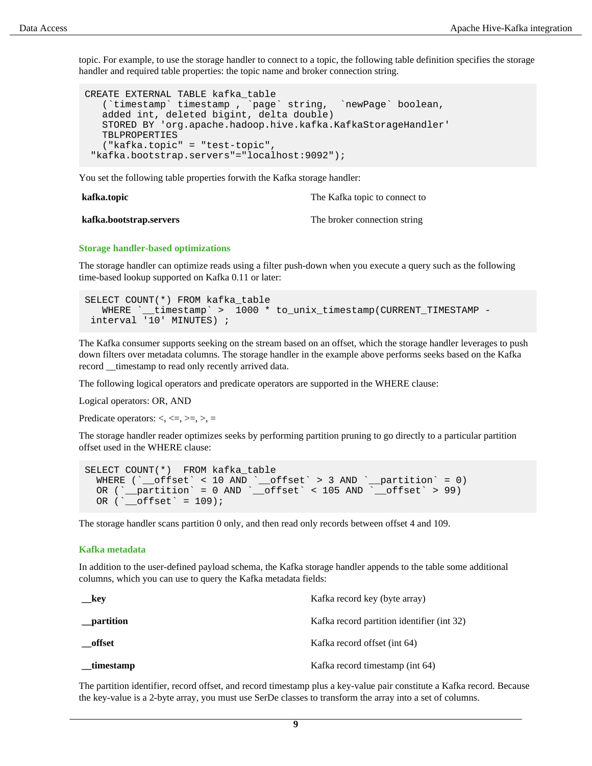topic. For example, to use the storage handler to connect to a topic, the following table definition specifies the storage handler and required table properties: the topic name and broker connection string.

```
CREATE EXTERNAL TABLE kafka_table
   (`timestamp` timestamp , `page` string,  `newPage` boolean,
   added int, deleted bigint, delta double)
   STORED BY 'org.apache.hadoop.hive.kafka.KafkaStorageHandler'
   TBLPROPERTIES
   ("kafka.topic" = "test-topic",
 "kafka.bootstrap.servers"="localhost:9092");
```

You set the following table properties forwith the Kafka storage handler:

| | |
|---|---|
| **kafka.topic** | The Kafka topic to connect to |
| **kafka.bootstrap.servers** | The broker connection string |

### Storage handler-based optimizations

The storage handler can optimize reads using a filter push-down when you execute a query such as the following time-based lookup supported on Kafka 0.11 or later:

```
SELECT COUNT(*) FROM kafka_table
   WHERE `__timestamp` >  1000 * to_unix_timestamp(CURRENT_TIMESTAMP -
 interval '10' MINUTES) ;
```

The Kafka consumer supports seeking on the stream based on an offset, which the storage handler leverages to push down filters over metadata columns. The storage handler in the example above performs seeks based on the Kafka record __timestamp to read only recently arrived data.

The following logical operators and predicate operators are supported in the WHERE clause:

Logical operators: OR, AND

Predicate operators: <, <=, >=, >, =

The storage handler reader optimizes seeks by performing partition pruning to go directly to a particular partition offset used in the WHERE clause:

```
SELECT COUNT(*)  FROM kafka_table
  WHERE (`__offset` < 10 AND `__offset` > 3 AND `__partition` = 0)
  OR (`__partition` = 0 AND `__offset` < 105 AND `__offset` > 99)
  OR (`__offset` = 109);
```

The storage handler scans partition 0 only, and then read only records between offset 4 and 109.

### Kafka metadata

In addition to the user-defined payload schema, the Kafka storage handler appends to the table some additional columns, which you can use to query the Kafka metadata fields:

| | |
|---|---|
| **__key** | Kafka record key (byte array) |
| **__partition** | Kafka record partition identifier (int 32) |
| **__offset** | Kafka record offset (int 64) |
| **__timestamp** | Kafka record timestamp (int 64) |

The partition identifier, record offset, and record timestamp plus a key-value pair constitute a Kafka record. Because the key-value is a 2-byte array, you must use SerDe classes to transform the array into a set of columns.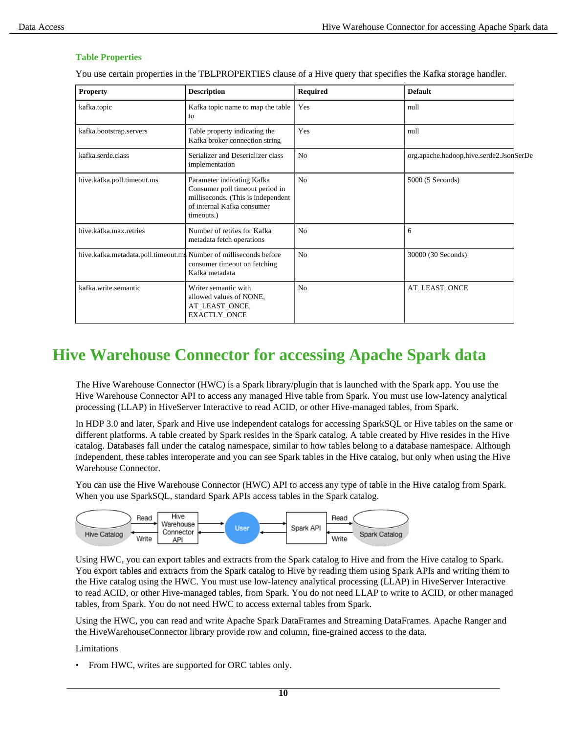### Table Properties

You use certain properties in the TBLPROPERTIES clause of a Hive query that specifies the Kafka storage handler.

| Property | Description | Required | Default |
| --- | --- | --- | --- |
| kafka.topic | Kafka topic name to map the table to | Yes | null |
| kafka.bootstrap.servers | Table property indicating the Kafka broker connection string | Yes | null |
| kafka.serde.class | Serializer and Deserializer class implementation | No | org.apache.hadoop.hive.serde2.JsonSerDe |
| hive.kafka.poll.timeout.ms | Parameter indicating Kafka Consumer poll timeout period in milliseconds. (This is independent of internal Kafka consumer timeouts.) | No | 5000 (5 Seconds) |
| hive.kafka.max.retries | Number of retries for Kafka metadata fetch operations | No | 6 |
| hive.kafka.metadata.poll.timeout.ms | Number of milliseconds before consumer timeout on fetching Kafka metadata | No | 30000 (30 Seconds) |
| kafka.write.semantic | Writer semantic with allowed values of NONE, AT_LEAST_ONCE, EXACTLY_ONCE | No | AT_LEAST_ONCE |

# Hive Warehouse Connector for accessing Apache Spark data

The Hive Warehouse Connector (HWC) is a Spark library/plugin that is launched with the Spark app. You use the Hive Warehouse Connector API to access any managed Hive table from Spark. You must use low-latency analytical processing (LLAP) in HiveServer Interactive to read ACID, or other Hive-managed tables, from Spark.

In HDP 3.0 and later, Spark and Hive use independent catalogs for accessing SparkSQL or Hive tables on the same or different platforms. A table created by Spark resides in the Spark catalog. A table created by Hive resides in the Hive catalog. Databases fall under the catalog namespace, similar to how tables belong to a database namespace. Although independent, these tables interoperate and you can see Spark tables in the Hive catalog, but only when using the Hive Warehouse Connector.

You can use the Hive Warehouse Connector (HWC) API to access any type of table in the Hive catalog from Spark. When you use SparkSQL, standard Spark APIs access tables in the Spark catalog.

Using HWC, you can export tables and extracts from the Spark catalog to Hive and from the Hive catalog to Spark. You export tables and extracts from the Spark catalog to Hive by reading them using Spark APIs and writing them to the Hive catalog using the HWC. You must use low-latency analytical processing (LLAP) in HiveServer Interactive to read ACID, or other Hive-managed tables, from Spark. You do not need LLAP to write to ACID, or other managed tables, from Spark. You do not need HWC to access external tables from Spark.

Using the HWC, you can read and write Apache Spark DataFrames and Streaming DataFrames. Apache Ranger and the HiveWarehouseConnector library provide row and column, fine-grained access to the data.

Limitations

- From HWC, writes are supported for ORC tables only.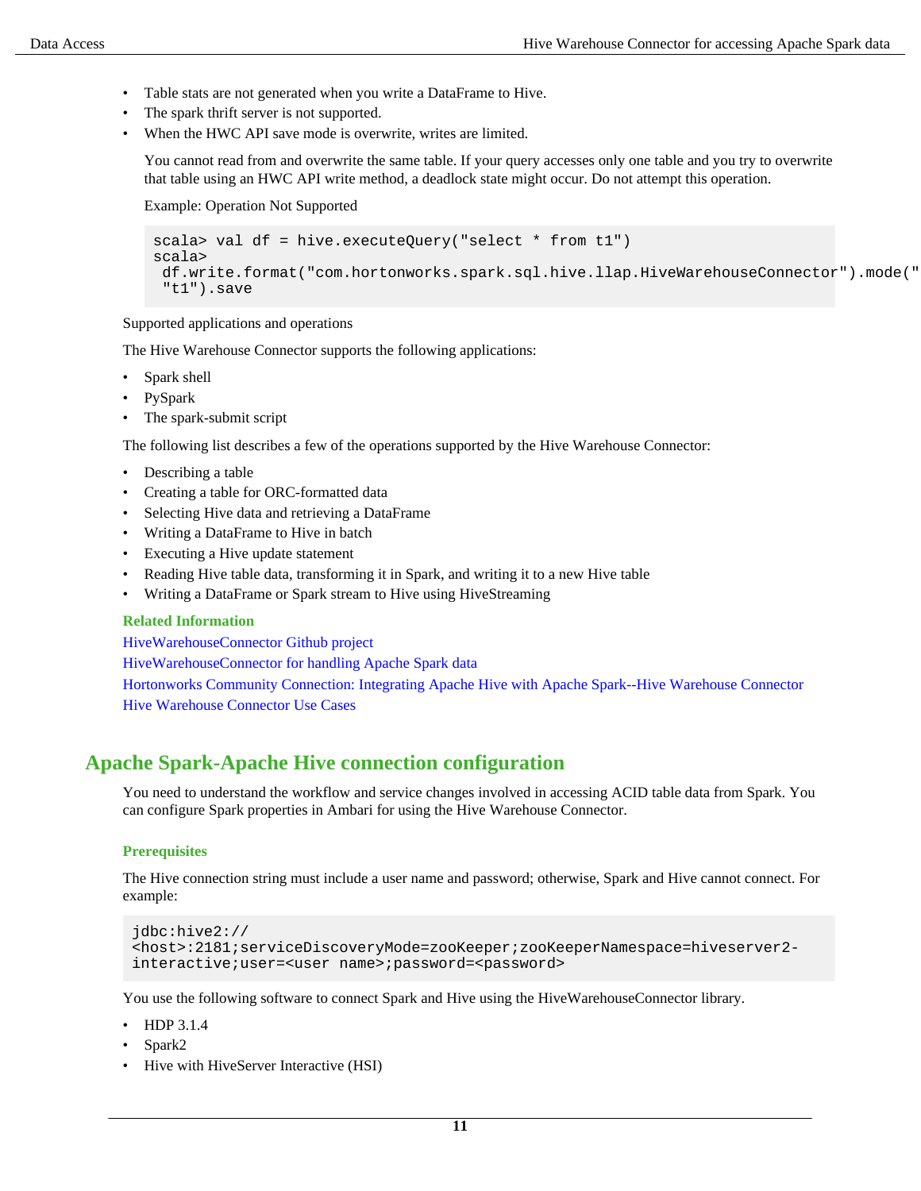- Table stats are not generated when you write a DataFrame to Hive.
- The spark thrift server is not supported.
- When the HWC API save mode is overwrite, writes are limited.

  You cannot read from and overwrite the same table. If your query accesses only one table and you try to overwrite that table using an HWC API write method, a deadlock state might occur. Do not attempt this operation.

  Example: Operation Not Supported

  ```
  scala> val df = hive.executeQuery("select * from t1")
  scala>
   df.write.format("com.hortonworks.spark.sql.hive.llap.HiveWarehouseConnector").mode("
   "t1").save
  ```

Supported applications and operations

The Hive Warehouse Connector supports the following applications:

- Spark shell
- PySpark
- The spark-submit script

The following list describes a few of the operations supported by the Hive Warehouse Connector:

- Describing a table
- Creating a table for ORC-formatted data
- Selecting Hive data and retrieving a DataFrame
- Writing a DataFrame to Hive in batch
- Executing a Hive update statement
- Reading Hive table data, transforming it in Spark, and writing it to a new Hive table
- Writing a DataFrame or Spark stream to Hive using HiveStreaming

**Related Information**

HiveWarehouseConnector Github project

HiveWarehouseConnector for handling Apache Spark data

Hortonworks Community Connection: Integrating Apache Hive with Apache Spark--Hive Warehouse Connector

Hive Warehouse Connector Use Cases

## Apache Spark-Apache Hive connection configuration

You need to understand the workflow and service changes involved in accessing ACID table data from Spark. You can configure Spark properties in Ambari for using the Hive Warehouse Connector.

### Prerequisites

The Hive connection string must include a user name and password; otherwise, Spark and Hive cannot connect. For example:

```
jdbc:hive2://
<host>:2181;serviceDiscoveryMode=zooKeeper;zooKeeperNamespace=hiveserver2-
interactive;user=<user name>;password=<password>
```

You use the following software to connect Spark and Hive using the HiveWarehouseConnector library.

- HDP 3.1.4
- Spark2
- Hive with HiveServer Interactive (HSI)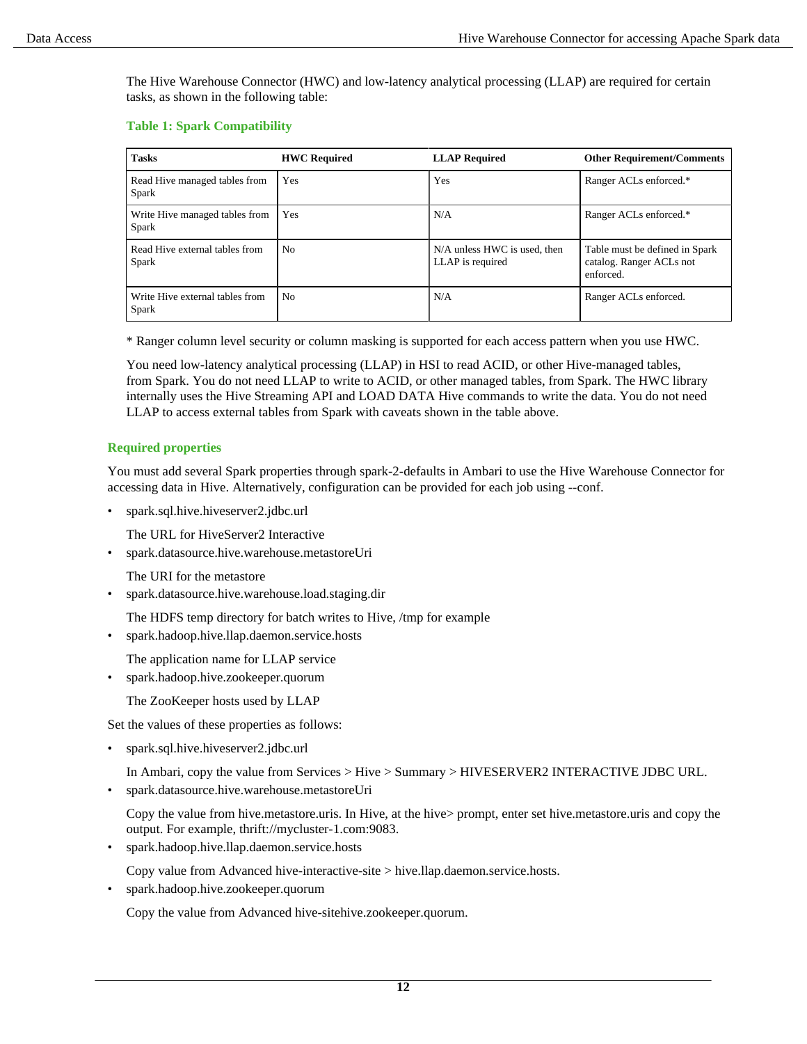The Hive Warehouse Connector (HWC) and low-latency analytical processing (LLAP) are required for certain tasks, as shown in the following table:

**Table 1: Spark Compatibility**

| Tasks | HWC Required | LLAP Required | Other Requirement/Comments |
| --- | --- | --- | --- |
| Read Hive managed tables from Spark | Yes | Yes | Ranger ACLs enforced.* |
| Write Hive managed tables from Spark | Yes | N/A | Ranger ACLs enforced.* |
| Read Hive external tables from Spark | No | N/A unless HWC is used, then LLAP is required | Table must be defined in Spark catalog. Ranger ACLs not enforced. |
| Write Hive external tables from Spark | No | N/A | Ranger ACLs enforced. |

* Ranger column level security or column masking is supported for each access pattern when you use HWC.

You need low-latency analytical processing (LLAP) in HSI to read ACID, or other Hive-managed tables, from Spark. You do not need LLAP to write to ACID, or other managed tables, from Spark. The HWC library internally uses the Hive Streaming API and LOAD DATA Hive commands to write the data. You do not need LLAP to access external tables from Spark with caveats shown in the table above.

### Required properties

You must add several Spark properties through spark-2-defaults in Ambari to use the Hive Warehouse Connector for accessing data in Hive. Alternatively, configuration can be provided for each job using --conf.

- spark.sql.hive.hiveserver2.jdbc.url

  The URL for HiveServer2 Interactive
- spark.datasource.hive.warehouse.metastoreUri

  The URI for the metastore
- spark.datasource.hive.warehouse.load.staging.dir

  The HDFS temp directory for batch writes to Hive, /tmp for example
- spark.hadoop.hive.llap.daemon.service.hosts

  The application name for LLAP service
- spark.hadoop.hive.zookeeper.quorum

  The ZooKeeper hosts used by LLAP

Set the values of these properties as follows:

- spark.sql.hive.hiveserver2.jdbc.url

  In Ambari, copy the value from Services > Hive > Summary > HIVESERVER2 INTERACTIVE JDBC URL.
- spark.datasource.hive.warehouse.metastoreUri

  Copy the value from hive.metastore.uris. In Hive, at the hive> prompt, enter set hive.metastore.uris and copy the output. For example, thrift://mycluster-1.com:9083.
- spark.hadoop.hive.llap.daemon.service.hosts

  Copy value from Advanced hive-interactive-site > hive.llap.daemon.service.hosts.
- spark.hadoop.hive.zookeeper.quorum

  Copy the value from Advanced hive-sitehive.zookeeper.quorum.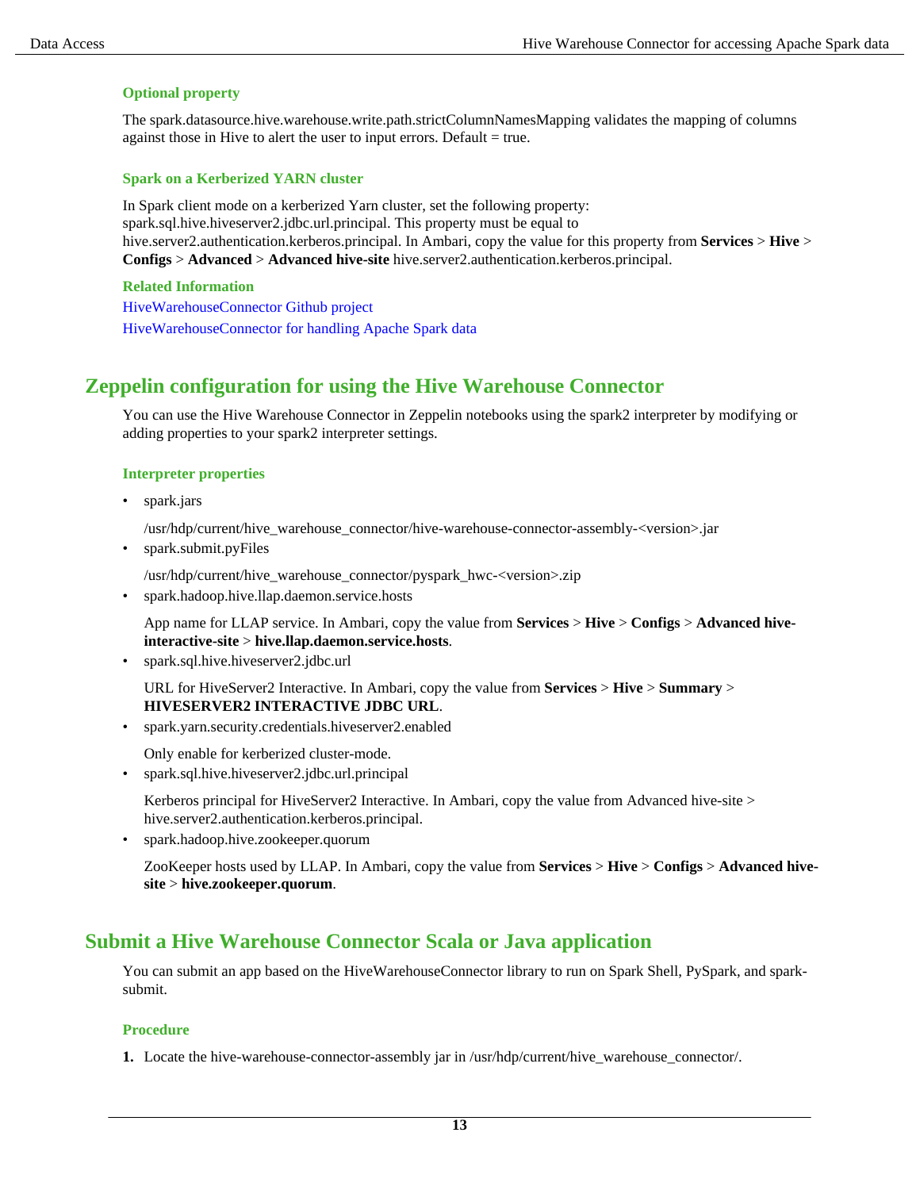#### Optional property

The spark.datasource.hive.warehouse.write.path.strictColumnNamesMapping validates the mapping of columns against those in Hive to alert the user to input errors. Default = true.

#### Spark on a Kerberized YARN cluster

In Spark client mode on a kerberized Yarn cluster, set the following property: spark.sql.hive.hiveserver2.jdbc.url.principal. This property must be equal to hive.server2.authentication.kerberos.principal. In Ambari, copy the value for this property from **Services** > **Hive** > **Configs** > **Advanced** > **Advanced hive-site** hive.server2.authentication.kerberos.principal.

#### Related Information

HiveWarehouseConnector Github project

HiveWarehouseConnector for handling Apache Spark data

## Zeppelin configuration for using the Hive Warehouse Connector

You can use the Hive Warehouse Connector in Zeppelin notebooks using the spark2 interpreter by modifying or adding properties to your spark2 interpreter settings.

#### Interpreter properties

- spark.jars

  /usr/hdp/current/hive_warehouse_connector/hive-warehouse-connector-assembly-<version>.jar
- spark.submit.pyFiles

  /usr/hdp/current/hive_warehouse_connector/pyspark_hwc-<version>.zip
- spark.hadoop.hive.llap.daemon.service.hosts

  App name for LLAP service. In Ambari, copy the value from **Services** > **Hive** > **Configs** > **Advanced hive-interactive-site** > **hive.llap.daemon.service.hosts**.
- spark.sql.hive.hiveserver2.jdbc.url

  URL for HiveServer2 Interactive. In Ambari, copy the value from **Services** > **Hive** > **Summary** > **HIVESERVER2 INTERACTIVE JDBC URL**.
- spark.yarn.security.credentials.hiveserver2.enabled

  Only enable for kerberized cluster-mode.
- spark.sql.hive.hiveserver2.jdbc.url.principal

  Kerberos principal for HiveServer2 Interactive. In Ambari, copy the value from Advanced hive-site > hive.server2.authentication.kerberos.principal.
- spark.hadoop.hive.zookeeper.quorum

  ZooKeeper hosts used by LLAP. In Ambari, copy the value from **Services** > **Hive** > **Configs** > **Advanced hive-site** > **hive.zookeeper.quorum**.

## Submit a Hive Warehouse Connector Scala or Java application

You can submit an app based on the HiveWarehouseConnector library to run on Spark Shell, PySpark, and spark-submit.

#### Procedure

1. Locate the hive-warehouse-connector-assembly jar in /usr/hdp/current/hive_warehouse_connector/.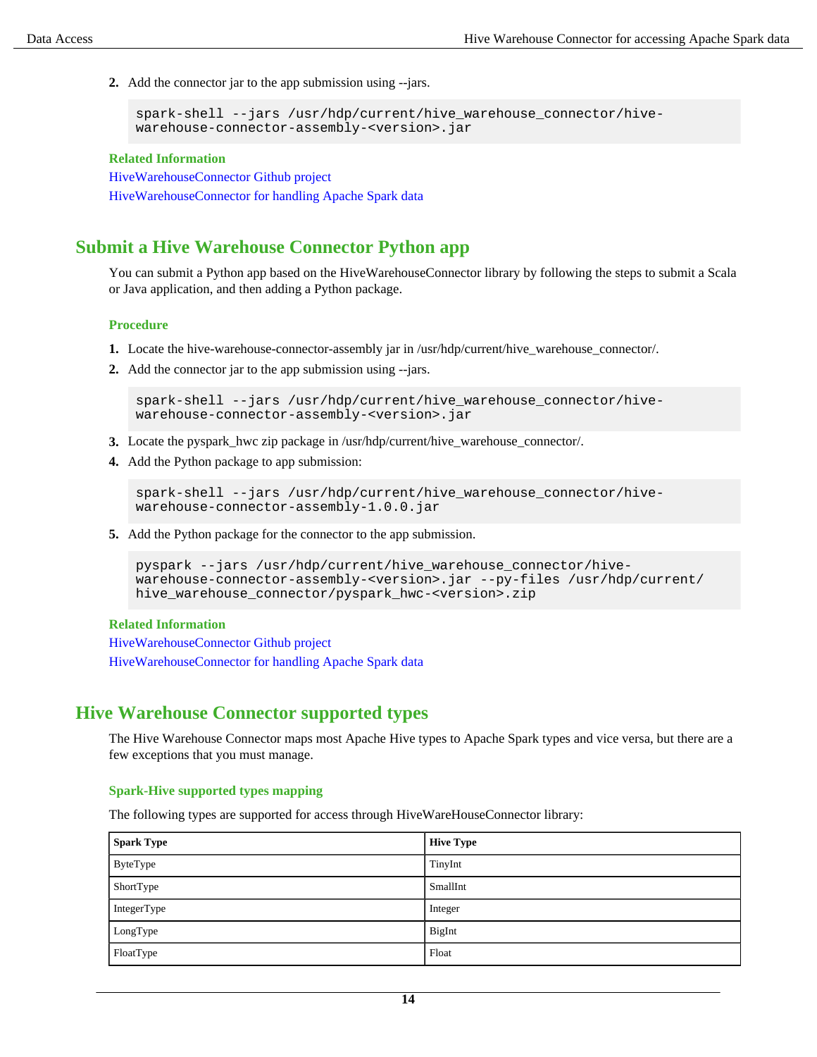2. Add the connector jar to the app submission using --jars.

```
spark-shell --jars /usr/hdp/current/hive_warehouse_connector/hive-
warehouse-connector-assembly-<version>.jar
```

**Related Information**

HiveWarehouseConnector Github project

HiveWarehouseConnector for handling Apache Spark data

## Submit a Hive Warehouse Connector Python app

You can submit a Python app based on the HiveWarehouseConnector library by following the steps to submit a Scala or Java application, and then adding a Python package.

### Procedure

1. Locate the hive-warehouse-connector-assembly jar in /usr/hdp/current/hive_warehouse_connector/.
2. Add the connector jar to the app submission using --jars.

```
spark-shell --jars /usr/hdp/current/hive_warehouse_connector/hive-
warehouse-connector-assembly-<version>.jar
```

3. Locate the pyspark_hwc zip package in /usr/hdp/current/hive_warehouse_connector/.
4. Add the Python package to app submission:

```
spark-shell --jars /usr/hdp/current/hive_warehouse_connector/hive-
warehouse-connector-assembly-1.0.0.jar
```

5. Add the Python package for the connector to the app submission.

```
pyspark --jars /usr/hdp/current/hive_warehouse_connector/hive-
warehouse-connector-assembly-<version>.jar --py-files /usr/hdp/current/
hive_warehouse_connector/pyspark_hwc-<version>.zip
```

**Related Information**

HiveWarehouseConnector Github project

HiveWarehouseConnector for handling Apache Spark data

## Hive Warehouse Connector supported types

The Hive Warehouse Connector maps most Apache Hive types to Apache Spark types and vice versa, but there are a few exceptions that you must manage.

### Spark-Hive supported types mapping

The following types are supported for access through HiveWareHouseConnector library:

| Spark Type | Hive Type |
| --- | --- |
| ByteType | TinyInt |
| ShortType | SmallInt |
| IntegerType | Integer |
| LongType | BigInt |
| FloatType | Float |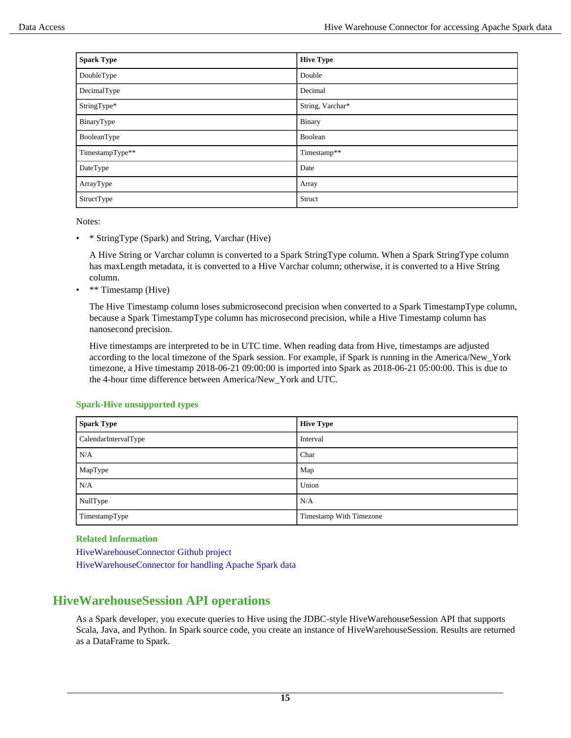| Spark Type | Hive Type |
| --- | --- |
| DoubleType | Double |
| DecimalType | Decimal |
| StringType* | String, Varchar* |
| BinaryType | Binary |
| BooleanType | Boolean |
| TimestampType** | Timestamp** |
| DateType | Date |
| ArrayType | Array |
| StructType | Struct |

Notes:

- * StringType (Spark) and String, Varchar (Hive)

  A Hive String or Varchar column is converted to a Spark StringType column. When a Spark StringType column has maxLength metadata, it is converted to a Hive Varchar column; otherwise, it is converted to a Hive String column.
- ** Timestamp (Hive)

  The Hive Timestamp column loses submicrosecond precision when converted to a Spark TimestampType column, because a Spark TimestampType column has microsecond precision, while a Hive Timestamp column has nanosecond precision.

  Hive timestamps are interpreted to be in UTC time. When reading data from Hive, timestamps are adjusted according to the local timezone of the Spark session. For example, if Spark is running in the America/New_York timezone, a Hive timestamp 2018-06-21 09:00:00 is imported into Spark as 2018-06-21 05:00:00. This is due to the 4-hour time difference between America/New_York and UTC.

### Spark-Hive unsupported types

| Spark Type | Hive Type |
| --- | --- |
| CalendarIntervalType | Interval |
| N/A | Char |
| MapType | Map |
| N/A | Union |
| NullType | N/A |
| TimestampType | Timestamp With Timezone |

**Related Information**

HiveWarehouseConnector Github project

HiveWarehouseConnector for handling Apache Spark data

## HiveWarehouseSession API operations

As a Spark developer, you execute queries to Hive using the JDBC-style HiveWarehouseSession API that supports Scala, Java, and Python. In Spark source code, you create an instance of HiveWarehouseSession. Results are returned as a DataFrame to Spark.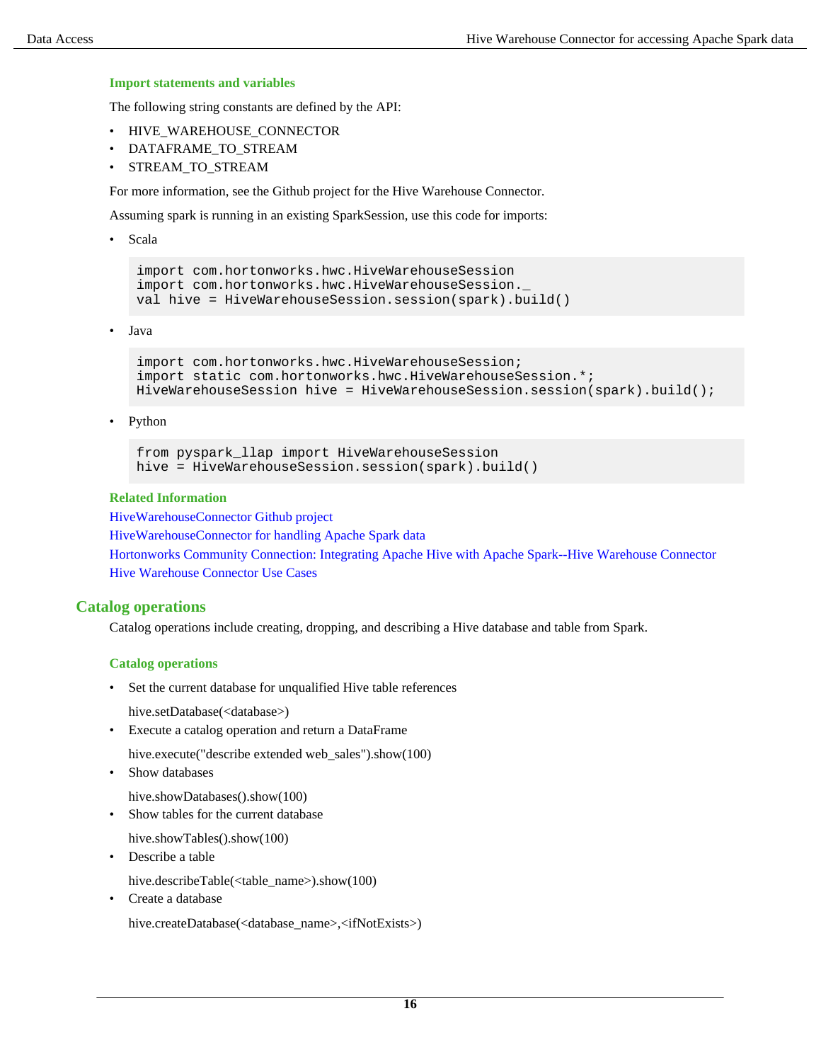### Import statements and variables

The following string constants are defined by the API:

- HIVE_WAREHOUSE_CONNECTOR
- DATAFRAME_TO_STREAM
- STREAM_TO_STREAM

For more information, see the Github project for the Hive Warehouse Connector.

Assuming spark is running in an existing SparkSession, use this code for imports:

- Scala

```
import com.hortonworks.hwc.HiveWarehouseSession
import com.hortonworks.hwc.HiveWarehouseSession._
val hive = HiveWarehouseSession.session(spark).build()
```

- Java

```
import com.hortonworks.hwc.HiveWarehouseSession;
import static com.hortonworks.hwc.HiveWarehouseSession.*;
HiveWarehouseSession hive = HiveWarehouseSession.session(spark).build();
```

- Python

```
from pyspark_llap import HiveWarehouseSession
hive = HiveWarehouseSession.session(spark).build()
```

### Related Information

HiveWarehouseConnector Github project

HiveWarehouseConnector for handling Apache Spark data

Hortonworks Community Connection: Integrating Apache Hive with Apache Spark--Hive Warehouse Connector

Hive Warehouse Connector Use Cases

## Catalog operations

Catalog operations include creating, dropping, and describing a Hive database and table from Spark.

### Catalog operations

- Set the current database for unqualified Hive table references

  hive.setDatabase(<database>)
- Execute a catalog operation and return a DataFrame

  hive.execute("describe extended web_sales").show(100)
- Show databases

  hive.showDatabases().show(100)
- Show tables for the current database

  hive.showTables().show(100)
- Describe a table

  hive.describeTable(<table_name>).show(100)
- Create a database

  hive.createDatabase(<database_name>,<ifNotExists>)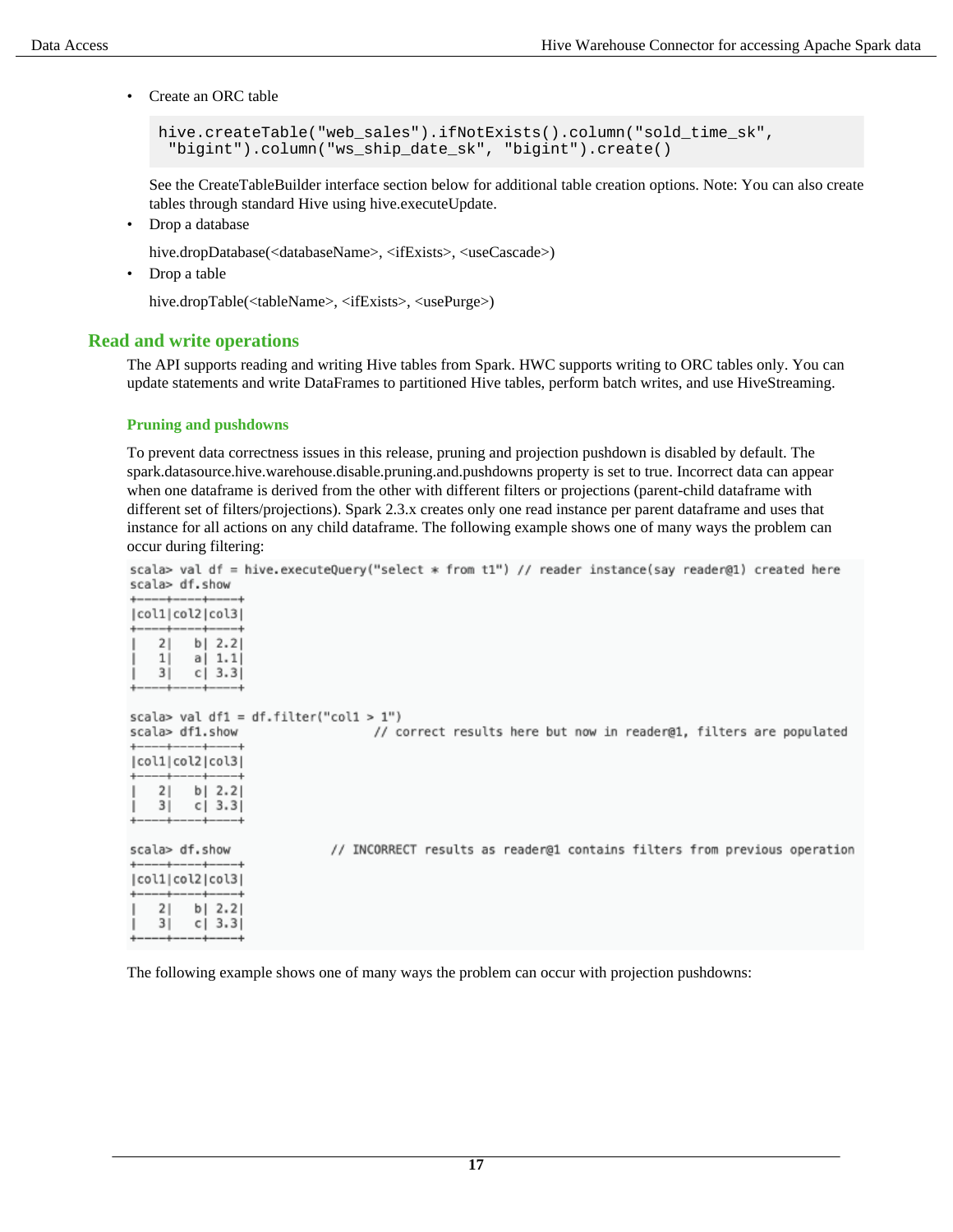- Create an ORC table

  ```
  hive.createTable("web_sales").ifNotExists().column("sold_time_sk",
   "bigint").column("ws_ship_date_sk", "bigint").create()
  ```

  See the CreateTableBuilder interface section below for additional table creation options. Note: You can also create tables through standard Hive using hive.executeUpdate.
- Drop a database

  hive.dropDatabase(<databaseName>, <ifExists>, <useCascade>)
- Drop a table

  hive.dropTable(<tableName>, <ifExists>, <usePurge>)

## Read and write operations

The API supports reading and writing Hive tables from Spark. HWC supports writing to ORC tables only. You can update statements and write DataFrames to partitioned Hive tables, perform batch writes, and use HiveStreaming.

### Pruning and pushdowns

To prevent data correctness issues in this release, pruning and projection pushdown is disabled by default. The spark.datasource.hive.warehouse.disable.pruning.and.pushdowns property is set to true. Incorrect data can appear when one dataframe is derived from the other with different filters or projections (parent-child dataframe with different set of filters/projections). Spark 2.3.x creates only one read instance per parent dataframe and uses that instance for all actions on any child dataframe. The following example shows one of many ways the problem can occur during filtering:

```
scala> val df = hive.executeQuery("select * from t1") // reader instance(say reader@1) created here
scala> df.show
+----+----+----+
|col1|col2|col3|
+----+----+----+
|   2|   b| 2.2|
|   1|   a| 1.1|
|   3|   c| 3.3|
+----+----+----+

scala> val df1 = df.filter("col1 > 1")
scala> df1.show                       // correct results here but now in reader@1, filters are populated
+----+----+----+
|col1|col2|col3|
+----+----+----+
|   2|   b| 2.2|
|   3|   c| 3.3|
+----+----+----+

scala> df.show                 // INCORRECT results as reader@1 contains filters from previous operation
+----+----+----+
|col1|col2|col3|
+----+----+----+
|   2|   b| 2.2|
|   3|   c| 3.3|
+----+----+----+
```

The following example shows one of many ways the problem can occur with projection pushdowns: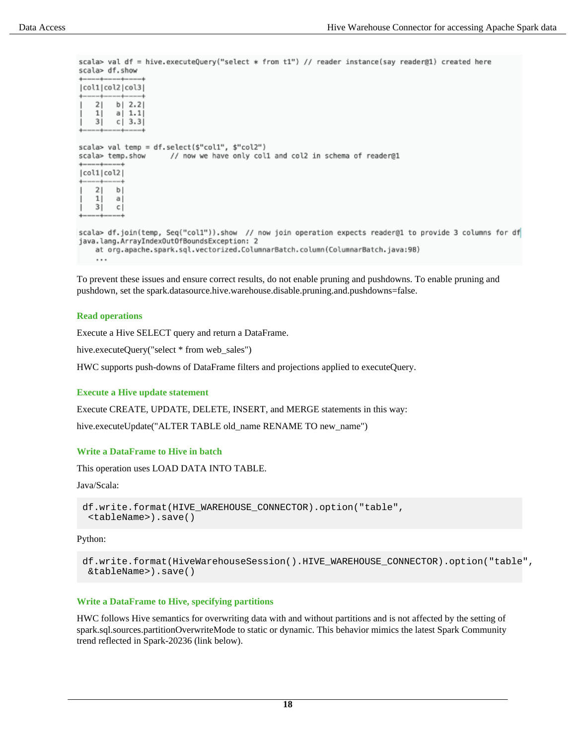```
scala> val df = hive.executeQuery("select * from t1") // reader instance(say reader@1) created here
scala> df.show
+----+----+----+
|col1|col2|col3|
+----+----+----+
|   2|   b| 2.2|
|   1|   a| 1.1|
|   3|   c| 3.3|
+----+----+----+

scala> val temp = df.select($"col1", $"col2")
scala> temp.show      // now we have only col1 and col2 in schema of reader@1
+----+----+
|col1|col2|
+----+----+
|   2|   b|
|   1|   a|
|   3|   c|
+----+----+

scala> df.join(temp, Seq("col1")).show  // now join operation expects reader@1 to provide 3 columns for df
java.lang.ArrayIndexOutOfBoundsException: 2
    at org.apache.spark.sql.vectorized.ColumnarBatch.column(ColumnarBatch.java:98)
    ...
```

To prevent these issues and ensure correct results, do not enable pruning and pushdowns. To enable pruning and pushdown, set the spark.datasource.hive.warehouse.disable.pruning.and.pushdowns=false.

### Read operations

Execute a Hive SELECT query and return a DataFrame.

hive.executeQuery("select * from web_sales")

HWC supports push-downs of DataFrame filters and projections applied to executeQuery.

### Execute a Hive update statement

Execute CREATE, UPDATE, DELETE, INSERT, and MERGE statements in this way:

hive.executeUpdate("ALTER TABLE old_name RENAME TO new_name")

### Write a DataFrame to Hive in batch

This operation uses LOAD DATA INTO TABLE.

Java/Scala:

```
df.write.format(HIVE_WAREHOUSE_CONNECTOR).option("table",
 <tableName>).save()
```

Python:

```
df.write.format(HiveWarehouseSession().HIVE_WAREHOUSE_CONNECTOR).option("table",
 &tableName>).save()
```

### Write a DataFrame to Hive, specifying partitions

HWC follows Hive semantics for overwriting data with and without partitions and is not affected by the setting of spark.sql.sources.partitionOverwriteMode to static or dynamic. This behavior mimics the latest Spark Community trend reflected in Spark-20236 (link below).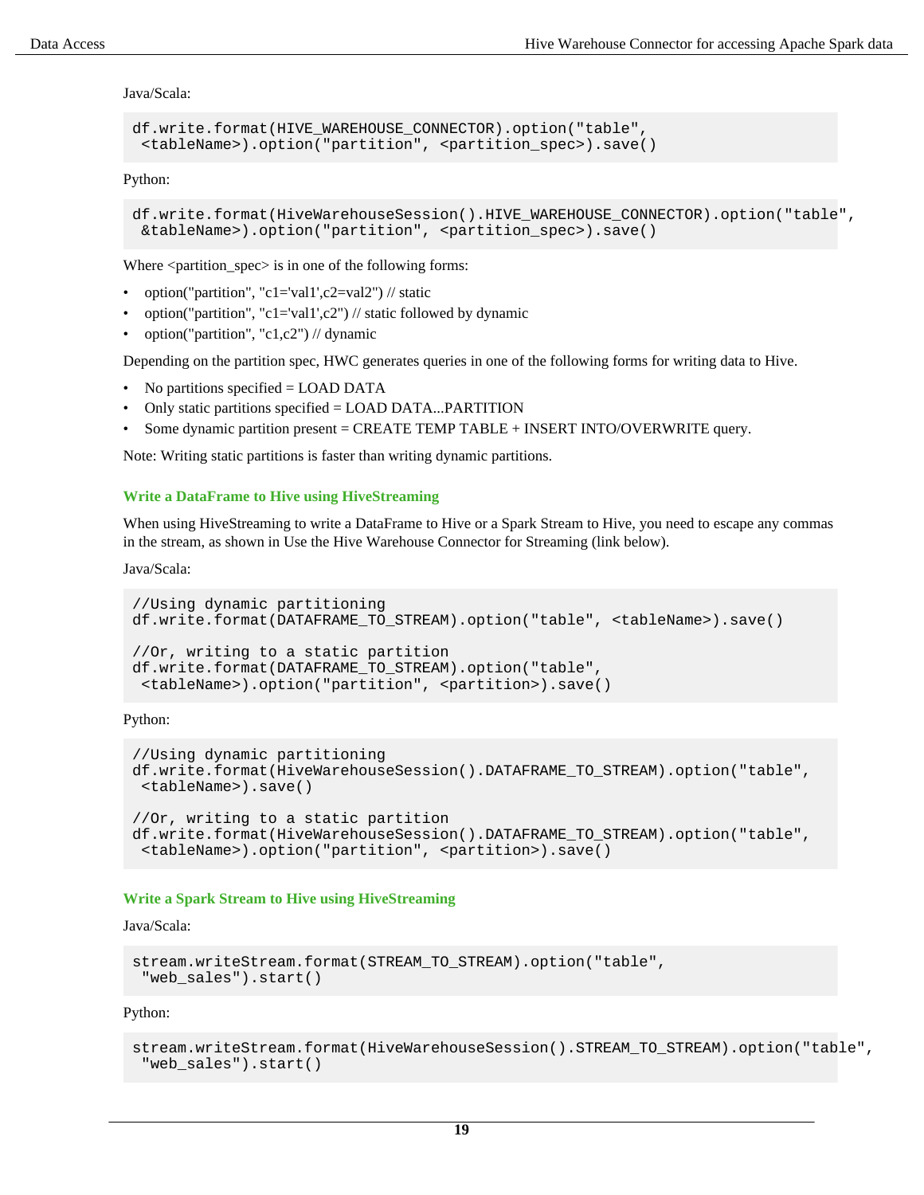Java/Scala:

```
df.write.format(HIVE_WAREHOUSE_CONNECTOR).option("table",
 <tableName>).option("partition", <partition_spec>).save()
```

Python:

```
df.write.format(HiveWarehouseSession().HIVE_WAREHOUSE_CONNECTOR).option("table",
 &tableName>).option("partition", <partition_spec>).save()
```

Where <partition_spec> is in one of the following forms:

- option("partition", "c1='val1',c2=val2") // static
- option("partition", "c1='val1',c2") // static followed by dynamic
- option("partition", "c1,c2") // dynamic

Depending on the partition spec, HWC generates queries in one of the following forms for writing data to Hive.

- No partitions specified = LOAD DATA
- Only static partitions specified = LOAD DATA...PARTITION
- Some dynamic partition present = CREATE TEMP TABLE + INSERT INTO/OVERWRITE query.

Note: Writing static partitions is faster than writing dynamic partitions.

### Write a DataFrame to Hive using HiveStreaming

When using HiveStreaming to write a DataFrame to Hive or a Spark Stream to Hive, you need to escape any commas in the stream, as shown in Use the Hive Warehouse Connector for Streaming (link below).

Java/Scala:

```
//Using dynamic partitioning
df.write.format(DATAFRAME_TO_STREAM).option("table", <tableName>).save()

//Or, writing to a static partition
df.write.format(DATAFRAME_TO_STREAM).option("table",
 <tableName>).option("partition", <partition>).save()
```

Python:

```
//Using dynamic partitioning
df.write.format(HiveWarehouseSession().DATAFRAME_TO_STREAM).option("table",
 <tableName>).save()

//Or, writing to a static partition
df.write.format(HiveWarehouseSession().DATAFRAME_TO_STREAM).option("table",
 <tableName>).option("partition", <partition>).save()
```

### Write a Spark Stream to Hive using HiveStreaming

Java/Scala:

```
stream.writeStream.format(STREAM_TO_STREAM).option("table",
 "web_sales").start()
```

Python:

```
stream.writeStream.format(HiveWarehouseSession().STREAM_TO_STREAM).option("table",
 "web_sales").start()
```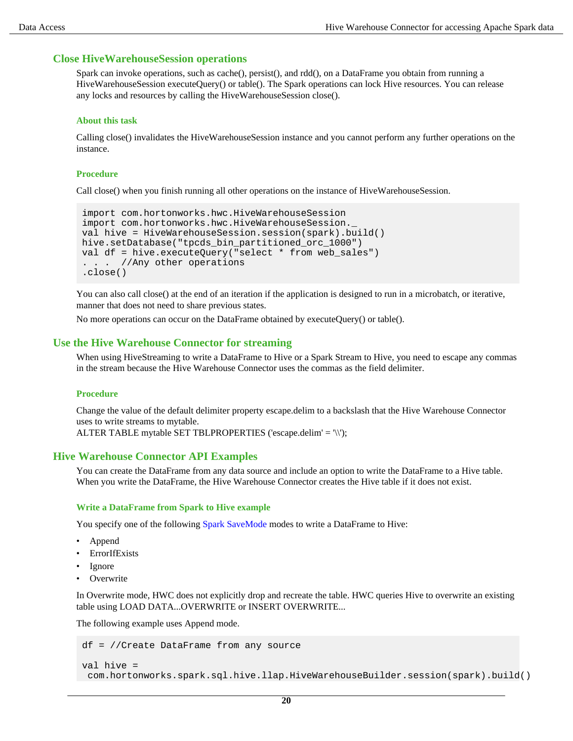## Close HiveWarehouseSession operations

Spark can invoke operations, such as cache(), persist(), and rdd(), on a DataFrame you obtain from running a HiveWarehouseSession executeQuery() or table(). The Spark operations can lock Hive resources. You can release any locks and resources by calling the HiveWarehouseSession close().

### About this task

Calling close() invalidates the HiveWarehouseSession instance and you cannot perform any further operations on the instance.

### Procedure

Call close() when you finish running all other operations on the instance of HiveWarehouseSession.

```
import com.hortonworks.hwc.HiveWarehouseSession
import com.hortonworks.hwc.HiveWarehouseSession._
val hive = HiveWarehouseSession.session(spark).build()
hive.setDatabase("tpcds_bin_partitioned_orc_1000")
val df = hive.executeQuery("select * from web_sales")
. . .  //Any other operations
.close()
```

You can also call close() at the end of an iteration if the application is designed to run in a microbatch, or iterative, manner that does not need to share previous states.

No more operations can occur on the DataFrame obtained by executeQuery() or table().

## Use the Hive Warehouse Connector for streaming

When using HiveStreaming to write a DataFrame to Hive or a Spark Stream to Hive, you need to escape any commas in the stream because the Hive Warehouse Connector uses the commas as the field delimiter.

### Procedure

Change the value of the default delimiter property escape.delim to a backslash that the Hive Warehouse Connector uses to write streams to mytable.
ALTER TABLE mytable SET TBLPROPERTIES ('escape.delim' = '\\');

## Hive Warehouse Connector API Examples

You can create the DataFrame from any data source and include an option to write the DataFrame to a Hive table. When you write the DataFrame, the Hive Warehouse Connector creates the Hive table if it does not exist.

### Write a DataFrame from Spark to Hive example

You specify one of the following Spark SaveMode modes to write a DataFrame to Hive:

- Append
- ErrorIfExists
- Ignore
- Overwrite

In Overwrite mode, HWC does not explicitly drop and recreate the table. HWC queries Hive to overwrite an existing table using LOAD DATA...OVERWRITE or INSERT OVERWRITE...

The following example uses Append mode.

```
df = //Create DataFrame from any source

val hive =
 com.hortonworks.spark.sql.hive.llap.HiveWarehouseBuilder.session(spark).build()
```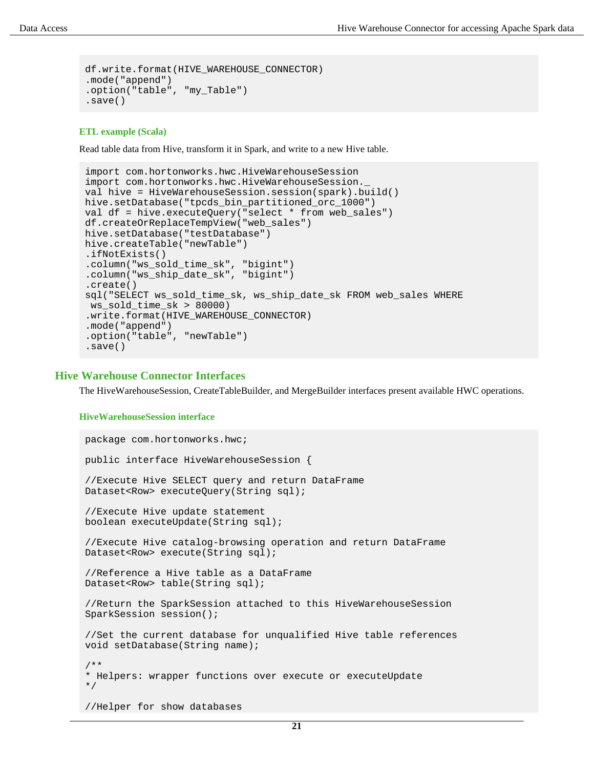```
df.write.format(HIVE_WAREHOUSE_CONNECTOR)
.mode("append")
.option("table", "my_Table")
.save()
```

### ETL example (Scala)

Read table data from Hive, transform it in Spark, and write to a new Hive table.

```
import com.hortonworks.hwc.HiveWarehouseSession
import com.hortonworks.hwc.HiveWarehouseSession._
val hive = HiveWarehouseSession.session(spark).build()
hive.setDatabase("tpcds_bin_partitioned_orc_1000")
val df = hive.executeQuery("select * from web_sales")
df.createOrReplaceTempView("web_sales")
hive.setDatabase("testDatabase")
hive.createTable("newTable")
.ifNotExists()
.column("ws_sold_time_sk", "bigint")
.column("ws_ship_date_sk", "bigint")
.create()
sql("SELECT ws_sold_time_sk, ws_ship_date_sk FROM web_sales WHERE
 ws_sold_time_sk > 80000)
.write.format(HIVE_WAREHOUSE_CONNECTOR)
.mode("append")
.option("table", "newTable")
.save()
```

## Hive Warehouse Connector Interfaces

The HiveWarehouseSession, CreateTableBuilder, and MergeBuilder interfaces present available HWC operations.

### HiveWarehouseSession interface

```
package com.hortonworks.hwc;

public interface HiveWarehouseSession {

//Execute Hive SELECT query and return DataFrame
Dataset<Row> executeQuery(String sql);

//Execute Hive update statement
boolean executeUpdate(String sql);

//Execute Hive catalog-browsing operation and return DataFrame
Dataset<Row> execute(String sql);

//Reference a Hive table as a DataFrame
Dataset<Row> table(String sql);

//Return the SparkSession attached to this HiveWarehouseSession
SparkSession session();

//Set the current database for unqualified Hive table references
void setDatabase(String name);

/**
* Helpers: wrapper functions over execute or executeUpdate
*/

//Helper for show databases
```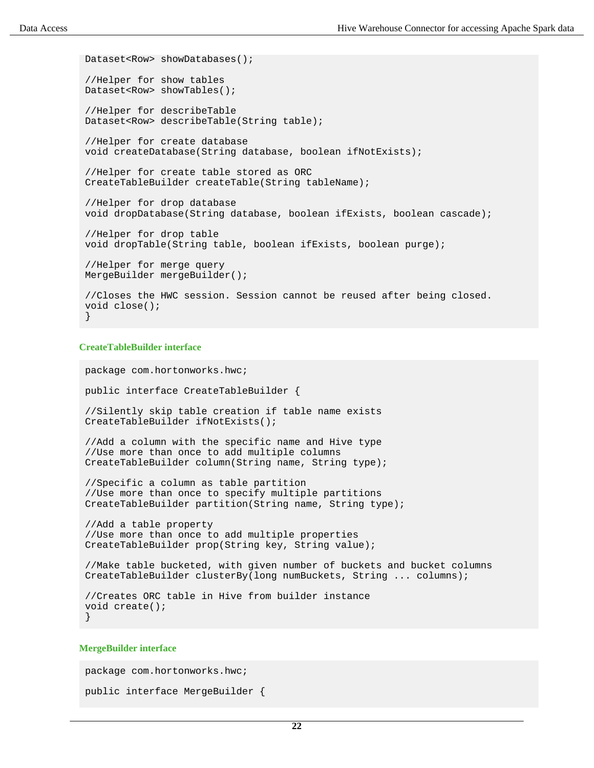```
Dataset<Row> showDatabases();

//Helper for show tables
Dataset<Row> showTables();

//Helper for describeTable
Dataset<Row> describeTable(String table);

//Helper for create database
void createDatabase(String database, boolean ifNotExists);

//Helper for create table stored as ORC
CreateTableBuilder createTable(String tableName);

//Helper for drop database
void dropDatabase(String database, boolean ifExists, boolean cascade);

//Helper for drop table
void dropTable(String table, boolean ifExists, boolean purge);

//Helper for merge query
MergeBuilder mergeBuilder();

//Closes the HWC session. Session cannot be reused after being closed.
void close();
}
```

#### CreateTableBuilder interface

```
package com.hortonworks.hwc;

public interface CreateTableBuilder {

//Silently skip table creation if table name exists
CreateTableBuilder ifNotExists();

//Add a column with the specific name and Hive type
//Use more than once to add multiple columns
CreateTableBuilder column(String name, String type);

//Specific a column as table partition
//Use more than once to specify multiple partitions
CreateTableBuilder partition(String name, String type);

//Add a table property
//Use more than once to add multiple properties
CreateTableBuilder prop(String key, String value);

//Make table bucketed, with given number of buckets and bucket columns
CreateTableBuilder clusterBy(long numBuckets, String ... columns);

//Creates ORC table in Hive from builder instance
void create();
}
```

#### MergeBuilder interface

```
package com.hortonworks.hwc;

public interface MergeBuilder {
```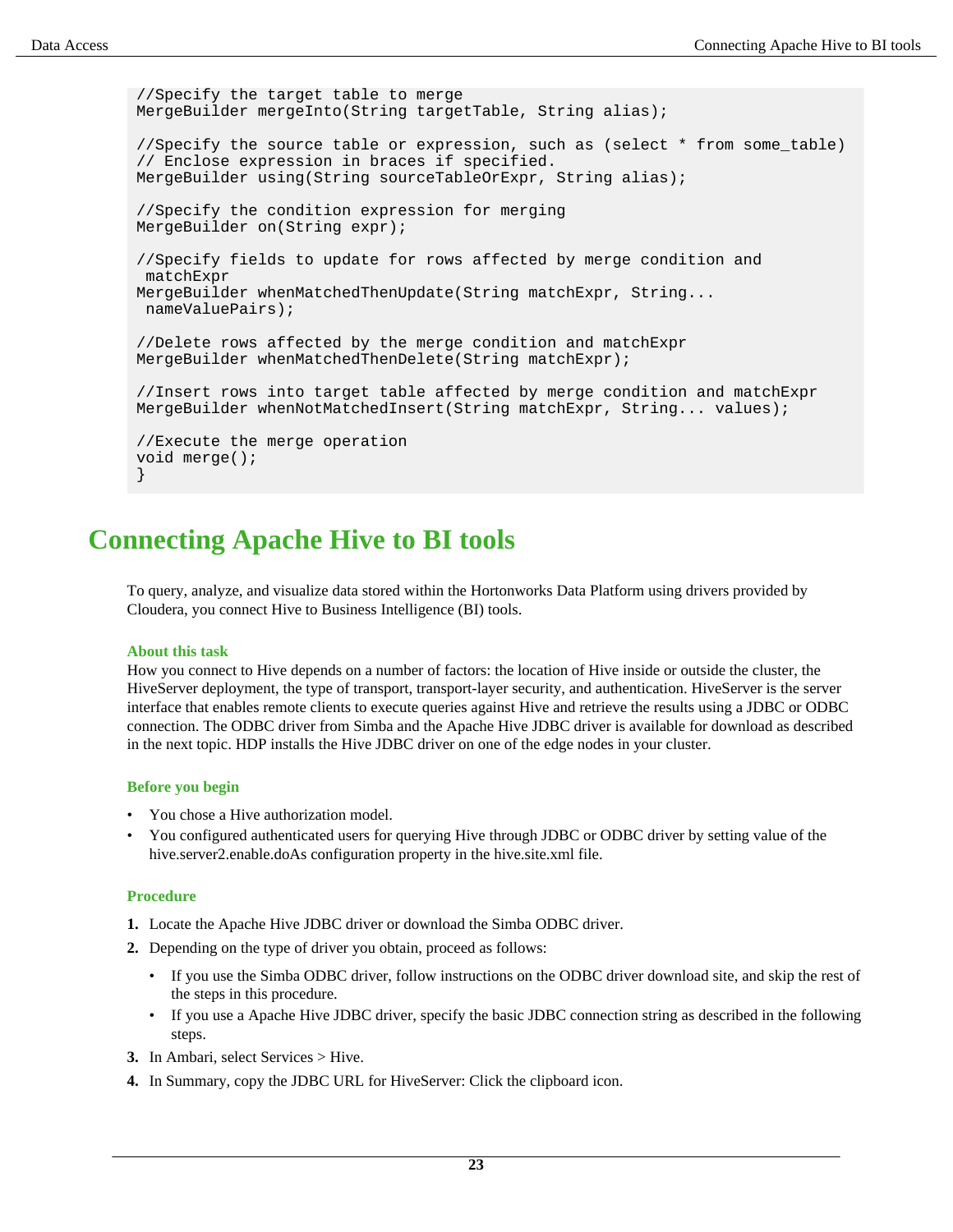```
//Specify the target table to merge
MergeBuilder mergeInto(String targetTable, String alias);

//Specify the source table or expression, such as (select * from some_table)
// Enclose expression in braces if specified.
MergeBuilder using(String sourceTableOrExpr, String alias);

//Specify the condition expression for merging
MergeBuilder on(String expr);

//Specify fields to update for rows affected by merge condition and
 matchExpr
MergeBuilder whenMatchedThenUpdate(String matchExpr, String...
 nameValuePairs);

//Delete rows affected by the merge condition and matchExpr
MergeBuilder whenMatchedThenDelete(String matchExpr);

//Insert rows into target table affected by merge condition and matchExpr
MergeBuilder whenNotMatchedInsert(String matchExpr, String... values);

//Execute the merge operation
void merge();
}
```

# Connecting Apache Hive to BI tools

To query, analyze, and visualize data stored within the Hortonworks Data Platform using drivers provided by Cloudera, you connect Hive to Business Intelligence (BI) tools.

### About this task

How you connect to Hive depends on a number of factors: the location of Hive inside or outside the cluster, the HiveServer deployment, the type of transport, transport-layer security, and authentication. HiveServer is the server interface that enables remote clients to execute queries against Hive and retrieve the results using a JDBC or ODBC connection. The ODBC driver from Simba and the Apache Hive JDBC driver is available for download as described in the next topic. HDP installs the Hive JDBC driver on one of the edge nodes in your cluster.

### Before you begin

- You chose a Hive authorization model.
- You configured authenticated users for querying Hive through JDBC or ODBC driver by setting value of the hive.server2.enable.doAs configuration property in the hive.site.xml file.

### Procedure

1. Locate the Apache Hive JDBC driver or download the Simba ODBC driver.
2. Depending on the type of driver you obtain, proceed as follows:
   - If you use the Simba ODBC driver, follow instructions on the ODBC driver download site, and skip the rest of the steps in this procedure.
   - If you use a Apache Hive JDBC driver, specify the basic JDBC connection string as described in the following steps.
3. In Ambari, select Services > Hive.
4. In Summary, copy the JDBC URL for HiveServer: Click the clipboard icon.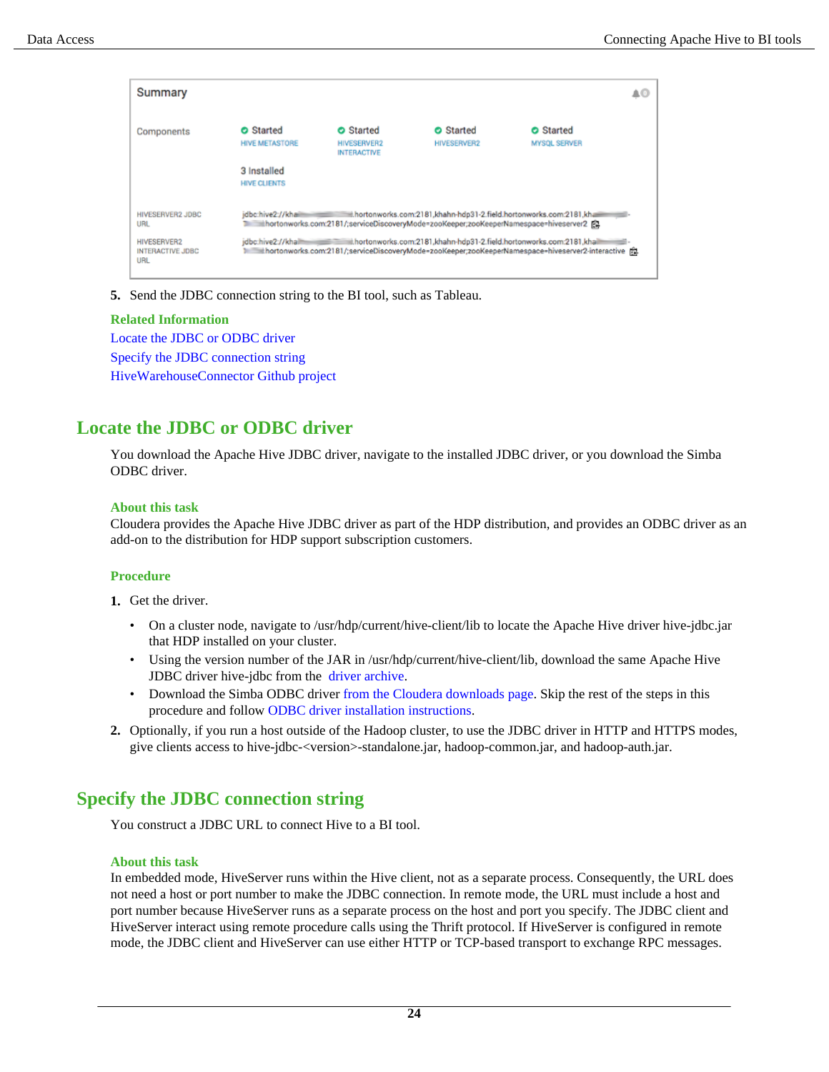5. Send the JDBC connection string to the BI tool, such as Tableau.

**Related Information**

Locate the JDBC or ODBC driver

Specify the JDBC connection string

HiveWarehouseConnector Github project

## Locate the JDBC or ODBC driver

You download the Apache Hive JDBC driver, navigate to the installed JDBC driver, or you download the Simba ODBC driver.

### About this task

Cloudera provides the Apache Hive JDBC driver as part of the HDP distribution, and provides an ODBC driver as an add-on to the distribution for HDP support subscription customers.

### Procedure

1. Get the driver.
   - On a cluster node, navigate to /usr/hdp/current/hive-client/lib to locate the Apache Hive driver hive-jdbc.jar that HDP installed on your cluster.
   - Using the version number of the JAR in /usr/hdp/current/hive-client/lib, download the same Apache Hive JDBC driver hive-jdbc from the driver archive.
   - Download the Simba ODBC driver from the Cloudera downloads page. Skip the rest of the steps in this procedure and follow ODBC driver installation instructions.
2. Optionally, if you run a host outside of the Hadoop cluster, to use the JDBC driver in HTTP and HTTPS modes, give clients access to hive-jdbc-<version>-standalone.jar, hadoop-common.jar, and hadoop-auth.jar.

## Specify the JDBC connection string

You construct a JDBC URL to connect Hive to a BI tool.

### About this task

In embedded mode, HiveServer runs within the Hive client, not as a separate process. Consequently, the URL does not need a host or port number to make the JDBC connection. In remote mode, the URL must include a host and port number because HiveServer runs as a separate process on the host and port you specify. The JDBC client and HiveServer interact using remote procedure calls using the Thrift protocol. If HiveServer is configured in remote mode, the JDBC client and HiveServer can use either HTTP or TCP-based transport to exchange RPC messages.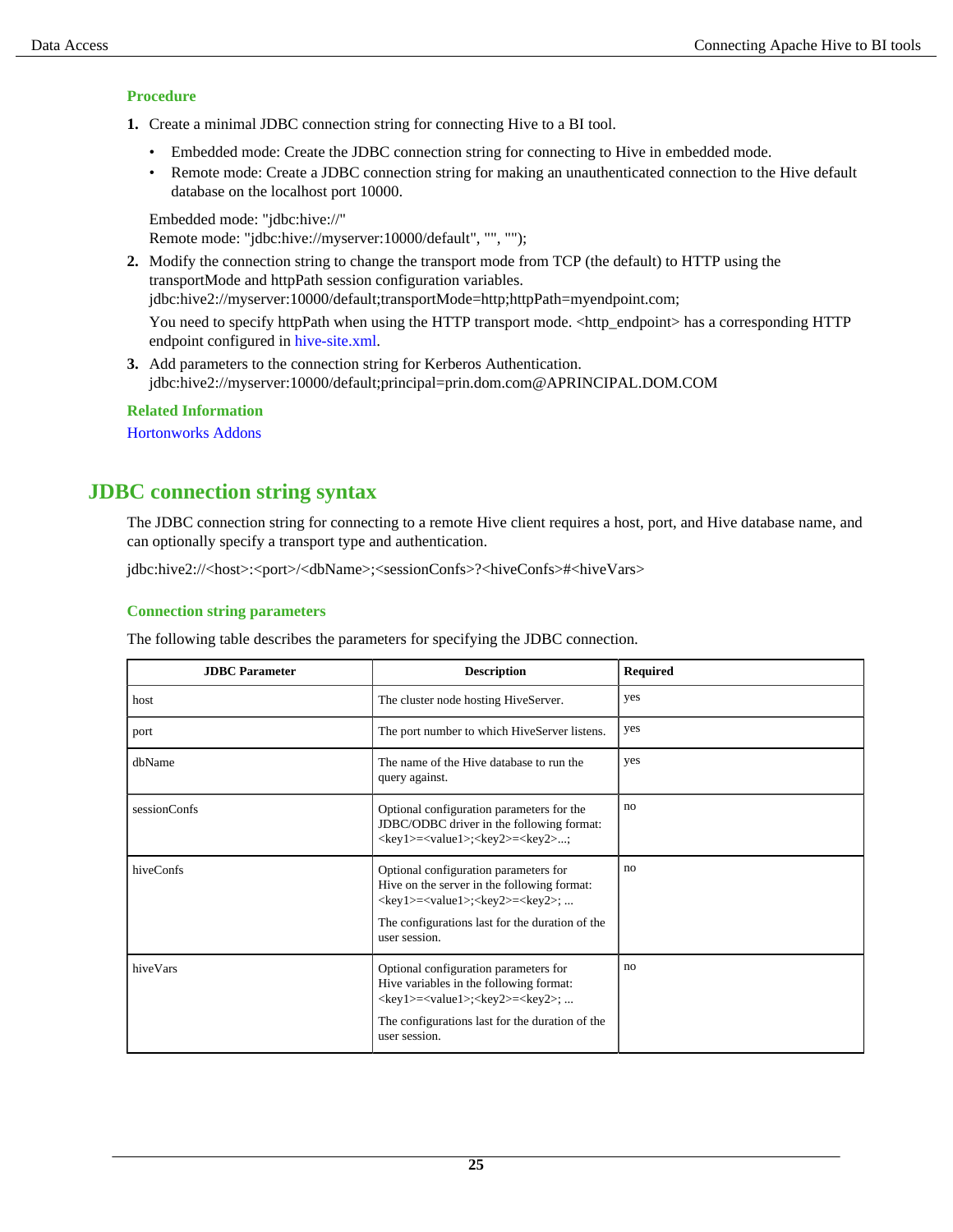### Procedure

1. Create a minimal JDBC connection string for connecting Hive to a BI tool.

   - Embedded mode: Create the JDBC connection string for connecting to Hive in embedded mode.
   - Remote mode: Create a JDBC connection string for making an unauthenticated connection to the Hive default database on the localhost port 10000.

   Embedded mode: "jdbc:hive://"
   Remote mode: "jdbc:hive://myserver:10000/default", "", "");

2. Modify the connection string to change the transport mode from TCP (the default) to HTTP using the transportMode and httpPath session configuration variables.
   jdbc:hive2://myserver:10000/default;transportMode=http;httpPath=myendpoint.com;

   You need to specify httpPath when using the HTTP transport mode. <http_endpoint> has a corresponding HTTP endpoint configured in hive-site.xml.

3. Add parameters to the connection string for Kerberos Authentication.
   jdbc:hive2://myserver:10000/default;principal=prin.dom.com@APRINCIPAL.DOM.COM

### Related Information

Hortonworks Addons

## JDBC connection string syntax

The JDBC connection string for connecting to a remote Hive client requires a host, port, and Hive database name, and can optionally specify a transport type and authentication.

jdbc:hive2://<host>:<port>/<dbName>;<sessionConfs>?<hiveConfs>#<hiveVars>

### Connection string parameters

The following table describes the parameters for specifying the JDBC connection.

| JDBC Parameter | Description | Required |
|---|---|---|
| host | The cluster node hosting HiveServer. | yes |
| port | The port number to which HiveServer listens. | yes |
| dbName | The name of the Hive database to run the query against. | yes |
| sessionConfs | Optional configuration parameters for the JDBC/ODBC driver in the following format: <key1>=<value1>;<key2>=<key2>...; | no |
| hiveConfs | Optional configuration parameters for Hive on the server in the following format: <key1>=<value1>;<key2>=<key2>; ... The configurations last for the duration of the user session. | no |
| hiveVars | Optional configuration parameters for Hive variables in the following format: <key1>=<value1>;<key2>=<key2>; ... The configurations last for the duration of the user session. | no |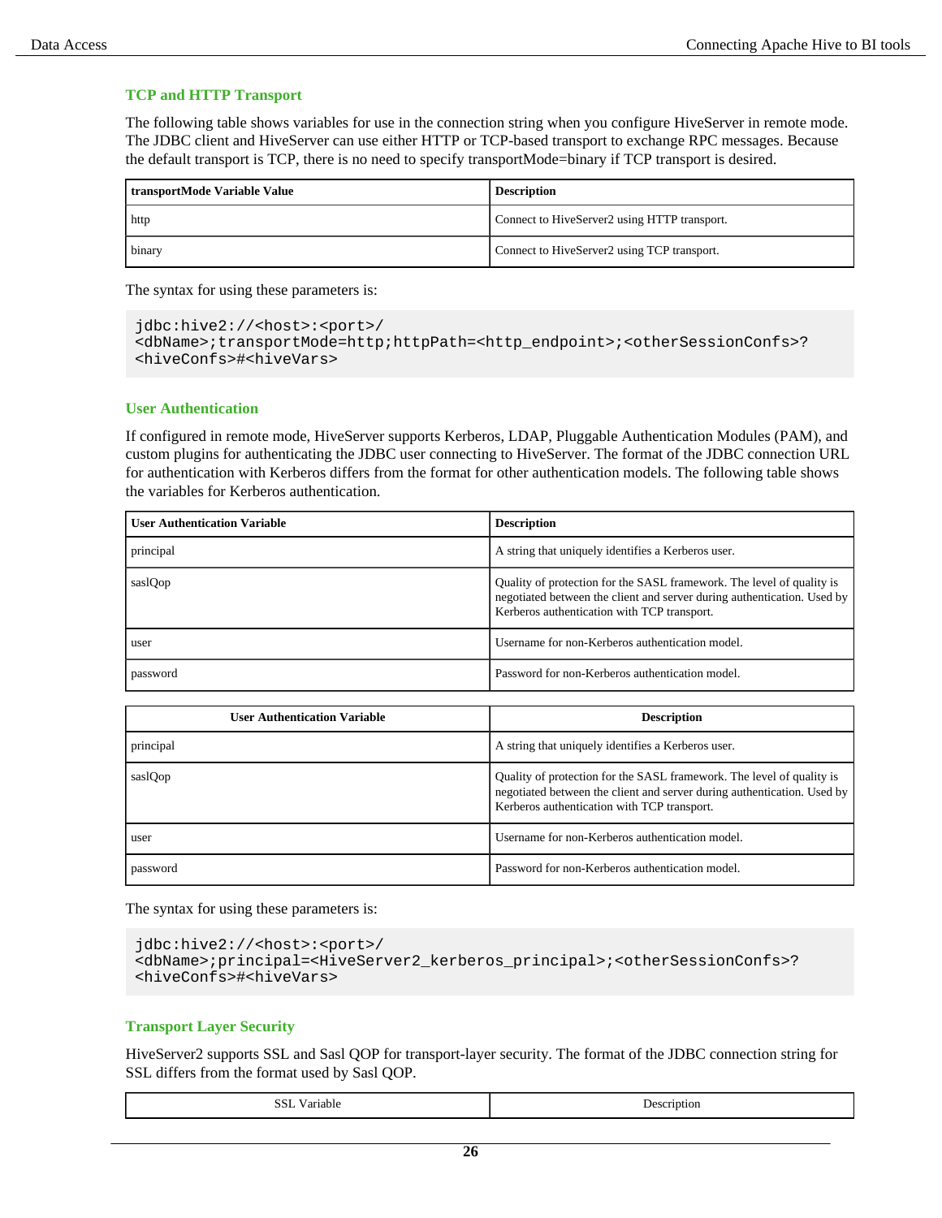### TCP and HTTP Transport

The following table shows variables for use in the connection string when you configure HiveServer in remote mode. The JDBC client and HiveServer can use either HTTP or TCP-based transport to exchange RPC messages. Because the default transport is TCP, there is no need to specify transportMode=binary if TCP transport is desired.

| transportMode Variable Value | Description |
| --- | --- |
| http | Connect to HiveServer2 using HTTP transport. |
| binary | Connect to HiveServer2 using TCP transport. |

The syntax for using these parameters is:

```
jdbc:hive2://<host>:<port>/
<dbName>;transportMode=http;httpPath=<http_endpoint>;<otherSessionConfs>?
<hiveConfs>#<hiveVars>
```

### User Authentication

If configured in remote mode, HiveServer supports Kerberos, LDAP, Pluggable Authentication Modules (PAM), and custom plugins for authenticating the JDBC user connecting to HiveServer. The format of the JDBC connection URL for authentication with Kerberos differs from the format for other authentication models. The following table shows the variables for Kerberos authentication.

| User Authentication Variable | Description |
| --- | --- |
| principal | A string that uniquely identifies a Kerberos user. |
| saslQop | Quality of protection for the SASL framework. The level of quality is negotiated between the client and server during authentication. Used by Kerberos authentication with TCP transport. |
| user | Username for non-Kerberos authentication model. |
| password | Password for non-Kerberos authentication model. |

| User Authentication Variable | Description |
| --- | --- |
| principal | A string that uniquely identifies a Kerberos user. |
| saslQop | Quality of protection for the SASL framework. The level of quality is negotiated between the client and server during authentication. Used by Kerberos authentication with TCP transport. |
| user | Username for non-Kerberos authentication model. |
| password | Password for non-Kerberos authentication model. |

The syntax for using these parameters is:

```
jdbc:hive2://<host>:<port>/
<dbName>;principal=<HiveServer2_kerberos_principal>;<otherSessionConfs>?
<hiveConfs>#<hiveVars>
```

### Transport Layer Security

HiveServer2 supports SSL and Sasl QOP for transport-layer security. The format of the JDBC connection string for SSL differs from the format used by Sasl QOP.

| SSL Variable | Description |
| --- | --- |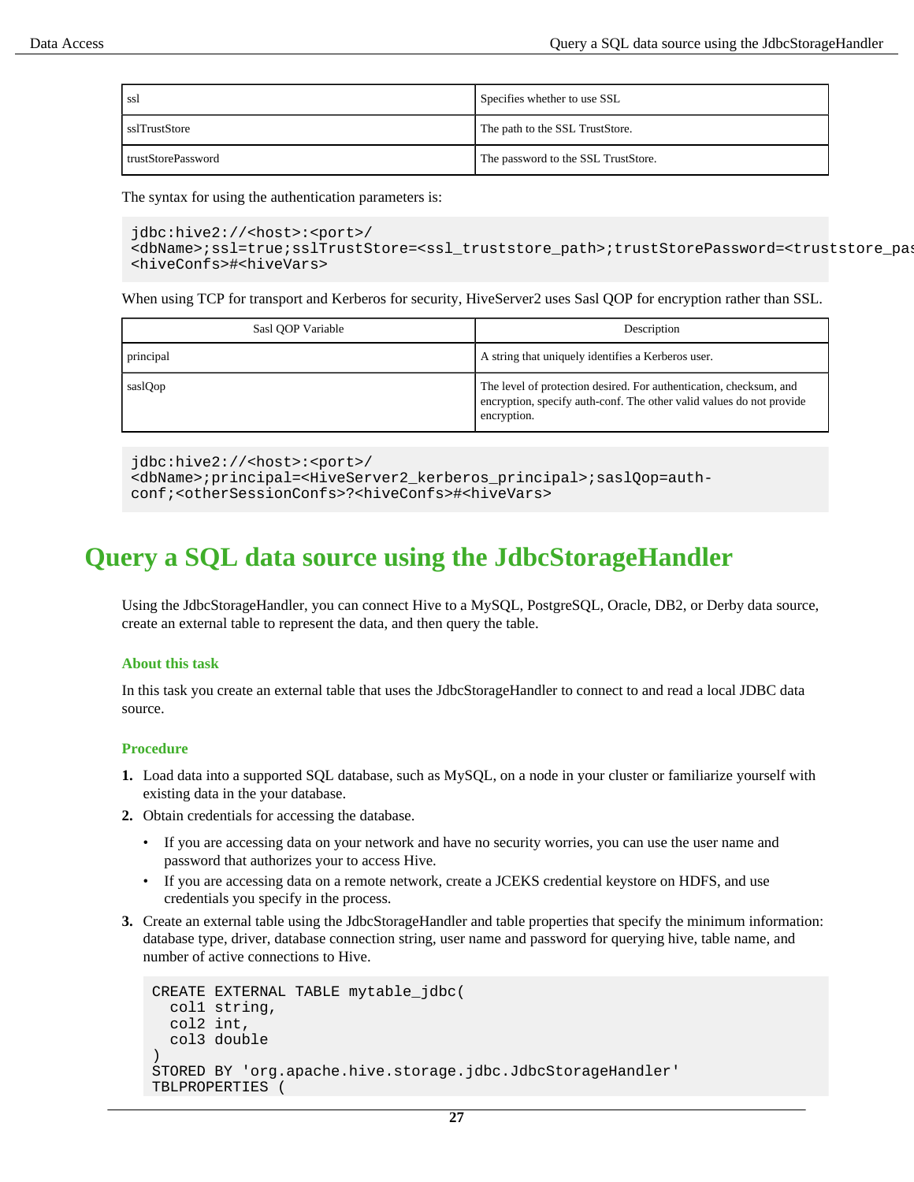| ssl | Specifies whether to use SSL |
| --- | --- |
| sslTrustStore | The path to the SSL TrustStore. |
| trustStorePassword | The password to the SSL TrustStore. |

The syntax for using the authentication parameters is:

```
jdbc:hive2://<host>:<port>/
<dbName>;ssl=true;sslTrustStore=<ssl_truststore_path>;trustStorePassword=<truststore_pas
<hiveConfs>#<hiveVars>
```

When using TCP for transport and Kerberos for security, HiveServer2 uses Sasl QOP for encryption rather than SSL.

| Sasl QOP Variable | Description |
| --- | --- |
| principal | A string that uniquely identifies a Kerberos user. |
| saslQop | The level of protection desired. For authentication, checksum, and encryption, specify auth-conf. The other valid values do not provide encryption. |

```
jdbc:hive2://<host>:<port>/
<dbName>;principal=<HiveServer2_kerberos_principal>;saslQop=auth-
conf;<otherSessionConfs>?<hiveConfs>#<hiveVars>
```

# Query a SQL data source using the JdbcStorageHandler

Using the JdbcStorageHandler, you can connect Hive to a MySQL, PostgreSQL, Oracle, DB2, or Derby data source, create an external table to represent the data, and then query the table.

### About this task

In this task you create an external table that uses the JdbcStorageHandler to connect to and read a local JDBC data source.

### Procedure

1. Load data into a supported SQL database, such as MySQL, on a node in your cluster or familiarize yourself with existing data in the your database.
2. Obtain credentials for accessing the database.
   - If you are accessing data on your network and have no security worries, you can use the user name and password that authorizes your to access Hive.
   - If you are accessing data on a remote network, create a JCEKS credential keystore on HDFS, and use credentials you specify in the process.
3. Create an external table using the JdbcStorageHandler and table properties that specify the minimum information: database type, driver, database connection string, user name and password for querying hive, table name, and number of active connections to Hive.

```
CREATE EXTERNAL TABLE mytable_jdbc(
  col1 string,
  col2 int,
  col3 double
)
STORED BY 'org.apache.hive.storage.jdbc.JdbcStorageHandler'
TBLPROPERTIES (
```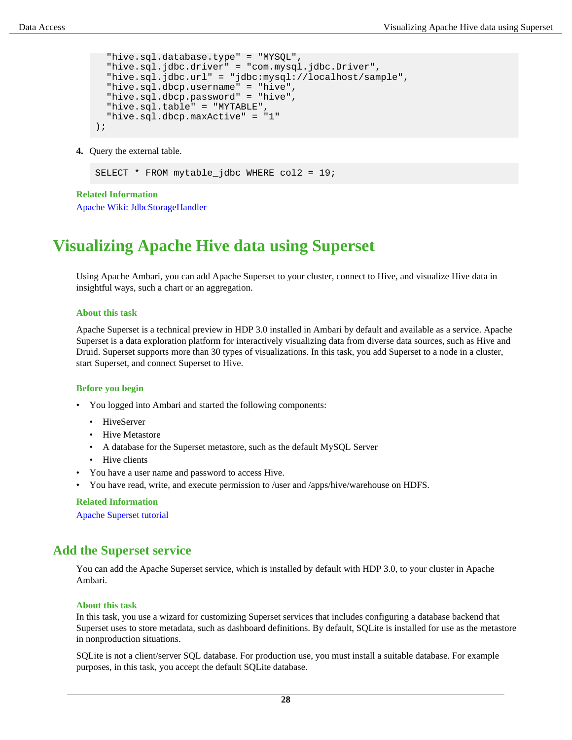```
  "hive.sql.database.type" = "MYSQL",
  "hive.sql.jdbc.driver" = "com.mysql.jdbc.Driver",
  "hive.sql.jdbc.url" = "jdbc:mysql://localhost/sample",
  "hive.sql.dbcp.username" = "hive",
  "hive.sql.dbcp.password" = "hive",
  "hive.sql.table" = "MYTABLE",
  "hive.sql.dbcp.maxActive" = "1"
);
```

4. Query the external table.

```
SELECT * FROM mytable_jdbc WHERE col2 = 19;
```

**Related Information**

Apache Wiki: JdbcStorageHandler

# Visualizing Apache Hive data using Superset

Using Apache Ambari, you can add Apache Superset to your cluster, connect to Hive, and visualize Hive data in insightful ways, such a chart or an aggregation.

### About this task

Apache Superset is a technical preview in HDP 3.0 installed in Ambari by default and available as a service. Apache Superset is a data exploration platform for interactively visualizing data from diverse data sources, such as Hive and Druid. Superset supports more than 30 types of visualizations. In this task, you add Superset to a node in a cluster, start Superset, and connect Superset to Hive.

### Before you begin

- You logged into Ambari and started the following components:
  - HiveServer
  - Hive Metastore
  - A database for the Superset metastore, such as the default MySQL Server
  - Hive clients
- You have a user name and password to access Hive.
- You have read, write, and execute permission to /user and /apps/hive/warehouse on HDFS.

**Related Information**

Apache Superset tutorial

## Add the Superset service

You can add the Apache Superset service, which is installed by default with HDP 3.0, to your cluster in Apache Ambari.

### About this task

In this task, you use a wizard for customizing Superset services that includes configuring a database backend that Superset uses to store metadata, such as dashboard definitions. By default, SQLite is installed for use as the metastore in nonproduction situations.

SQLite is not a client/server SQL database. For production use, you must install a suitable database. For example purposes, in this task, you accept the default SQLite database.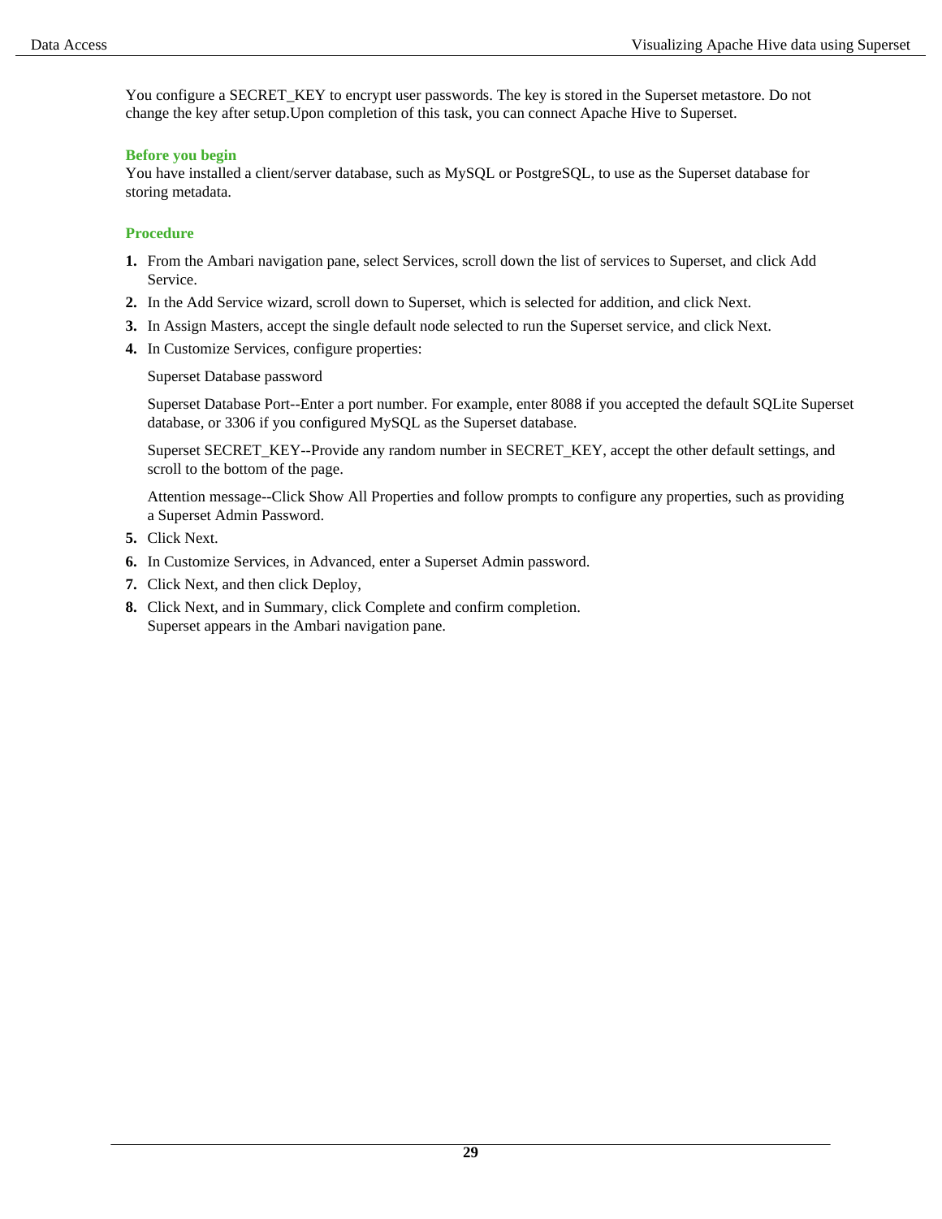You configure a SECRET_KEY to encrypt user passwords. The key is stored in the Superset metastore. Do not change the key after setup.Upon completion of this task, you can connect Apache Hive to Superset.

### Before you begin

You have installed a client/server database, such as MySQL or PostgreSQL, to use as the Superset database for storing metadata.

### Procedure

1. From the Ambari navigation pane, select Services, scroll down the list of services to Superset, and click Add Service.
2. In the Add Service wizard, scroll down to Superset, which is selected for addition, and click Next.
3. In Assign Masters, accept the single default node selected to run the Superset service, and click Next.
4. In Customize Services, configure properties:

   Superset Database password

   Superset Database Port--Enter a port number. For example, enter 8088 if you accepted the default SQLite Superset database, or 3306 if you configured MySQL as the Superset database.

   Superset SECRET_KEY--Provide any random number in SECRET_KEY, accept the other default settings, and scroll to the bottom of the page.

   Attention message--Click Show All Properties and follow prompts to configure any properties, such as providing a Superset Admin Password.
5. Click Next.
6. In Customize Services, in Advanced, enter a Superset Admin password.
7. Click Next, and then click Deploy,
8. Click Next, and in Summary, click Complete and confirm completion.
   Superset appears in the Ambari navigation pane.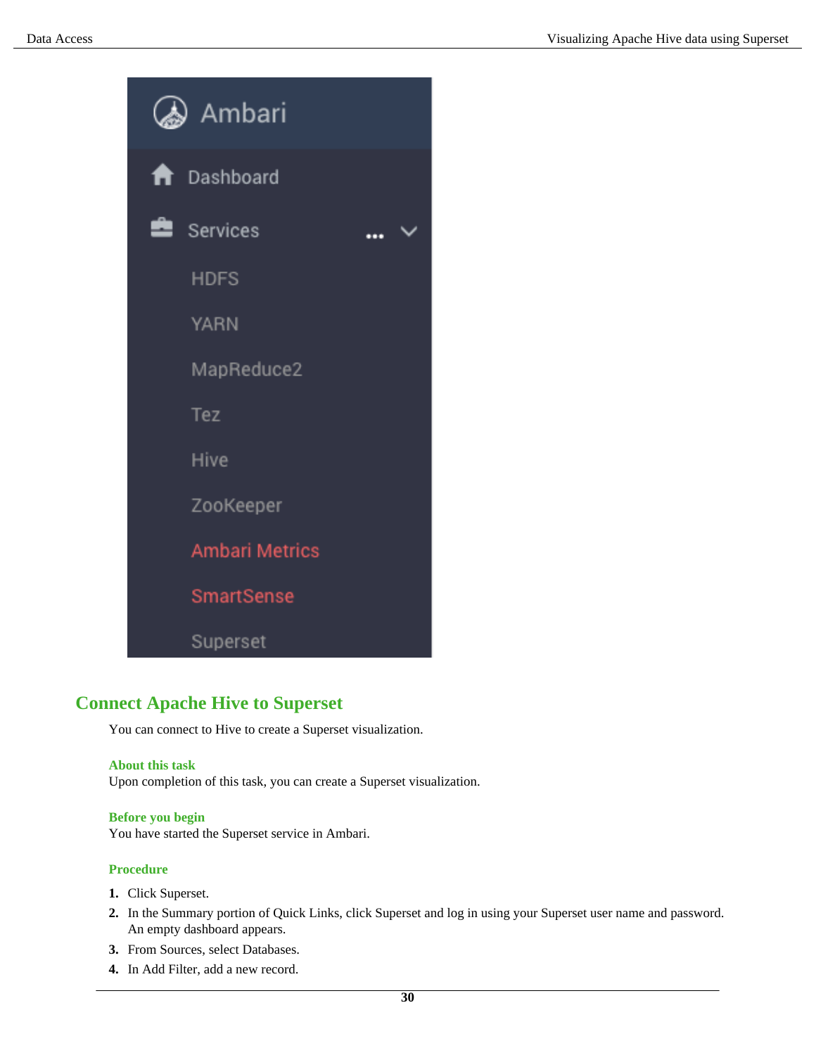## Connect Apache Hive to Superset

You can connect to Hive to create a Superset visualization.

### About this task

Upon completion of this task, you can create a Superset visualization.

### Before you begin

You have started the Superset service in Ambari.

### Procedure

1. Click Superset.
2. In the Summary portion of Quick Links, click Superset and log in using your Superset user name and password. An empty dashboard appears.
3. From Sources, select Databases.
4. In Add Filter, add a new record.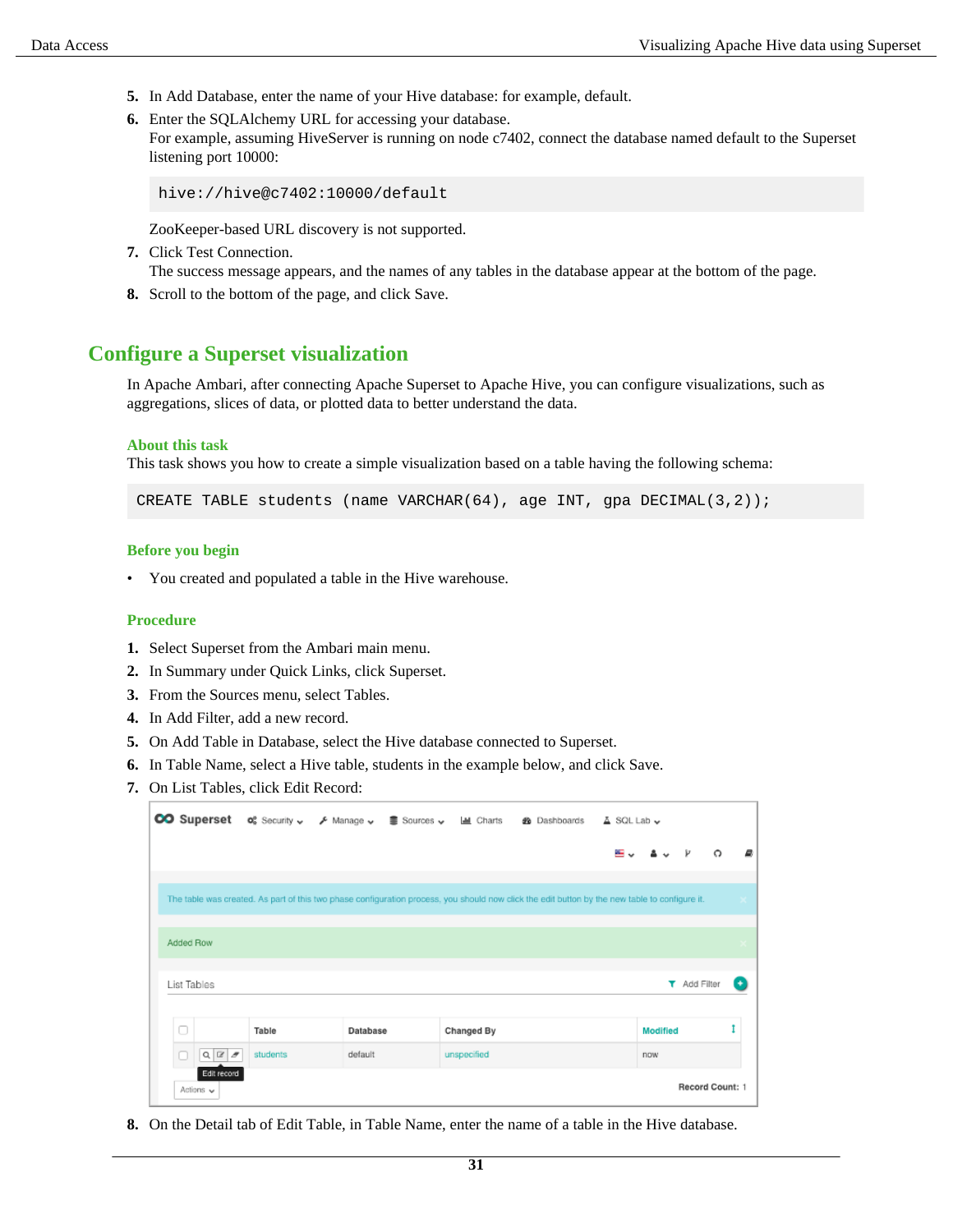5. In Add Database, enter the name of your Hive database: for example, default.
6. Enter the SQLAlchemy URL for accessing your database.
   For example, assuming HiveServer is running on node c7402, connect the database named default to the Superset listening port 10000:

   ```
   hive://hive@c7402:10000/default
   ```

   ZooKeeper-based URL discovery is not supported.
7. Click Test Connection.
   The success message appears, and the names of any tables in the database appear at the bottom of the page.
8. Scroll to the bottom of the page, and click Save.

## Configure a Superset visualization

In Apache Ambari, after connecting Apache Superset to Apache Hive, you can configure visualizations, such as aggregations, slices of data, or plotted data to better understand the data.

### About this task

This task shows you how to create a simple visualization based on a table having the following schema:

```
CREATE TABLE students (name VARCHAR(64), age INT, gpa DECIMAL(3,2));
```

### Before you begin

- You created and populated a table in the Hive warehouse.

### Procedure

1. Select Superset from the Ambari main menu.
2. In Summary under Quick Links, click Superset.
3. From the Sources menu, select Tables.
4. In Add Filter, add a new record.
5. On Add Table in Database, select the Hive database connected to Superset.
6. In Table Name, select a Hive table, students in the example below, and click Save.
7. On List Tables, click Edit Record:
8. On the Detail tab of Edit Table, in Table Name, enter the name of a table in the Hive database.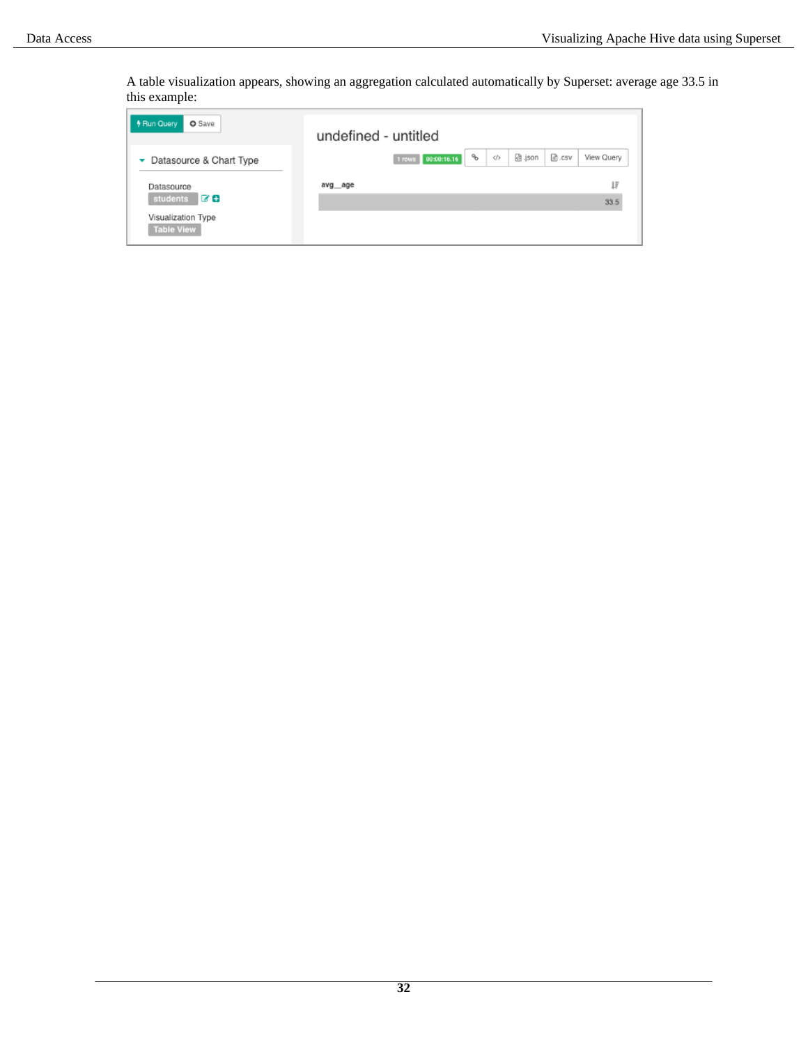A table visualization appears, showing an aggregation calculated automatically by Superset: average age 33.5 in this example: